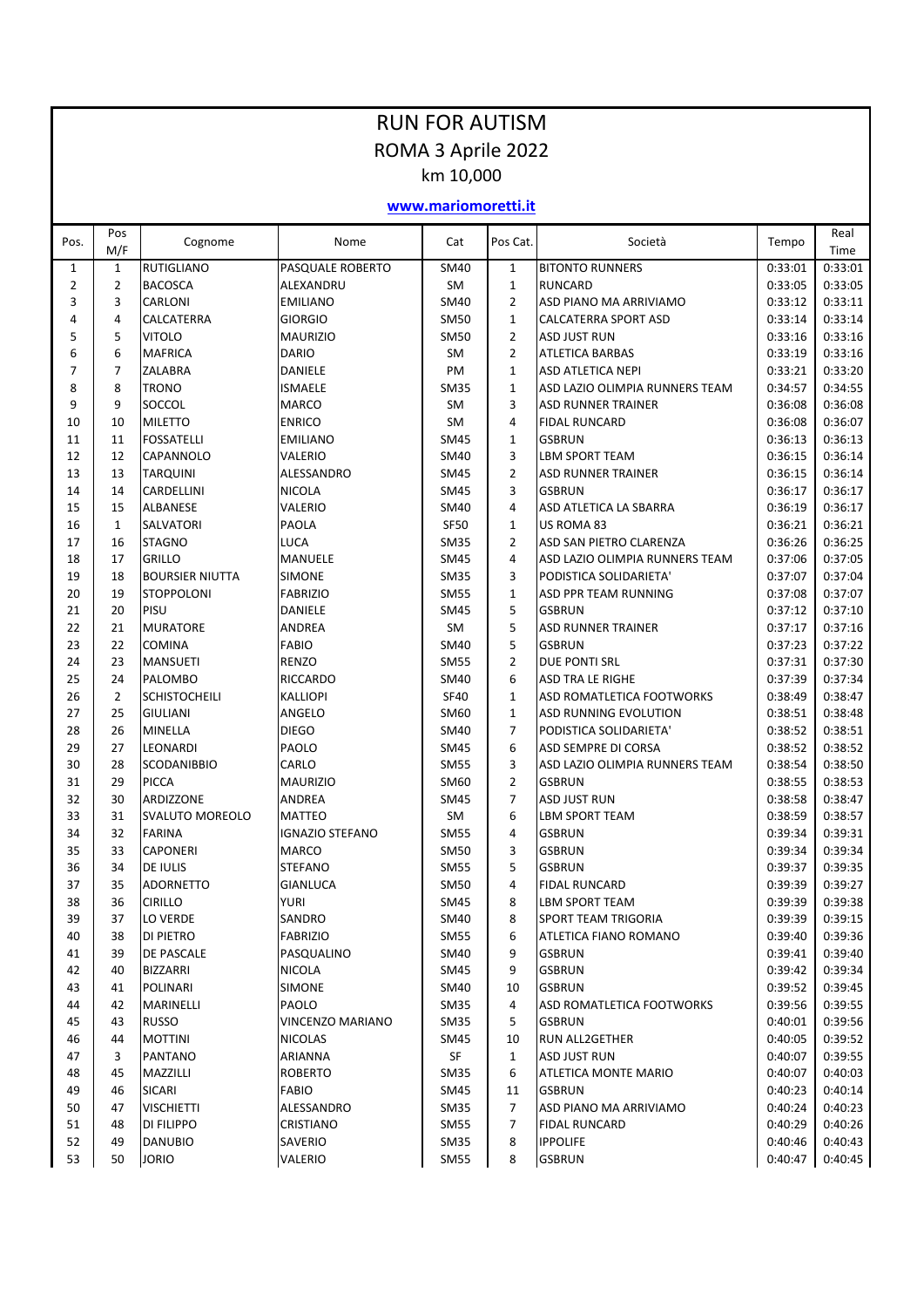# RUN FOR AUTISM

## ROMA 3 Aprile 2022

km 10,000

**www.mariomoretti.it**

| Pos. | Pos M/F | Cognome | Nome | Cat | Pos Cat. | Società | Tempo | Real Time |
|---|---|---|---|---|---|---|---|---|
| 1 | 1 | RUTIGLIANO | PASQUALE ROBERTO | SM40 | 1 | BITONTO RUNNERS | 0:33:01 | 0:33:01 |
| 2 | 2 | BACOSCA | ALEXANDRU | SM | 1 | RUNCARD | 0:33:05 | 0:33:05 |
| 3 | 3 | CARLONI | EMILIANO | SM40 | 2 | ASD PIANO MA ARRIVIAMO | 0:33:12 | 0:33:11 |
| 4 | 4 | CALCATERRA | GIORGIO | SM50 | 1 | CALCATERRA SPORT ASD | 0:33:14 | 0:33:14 |
| 5 | 5 | VITOLO | MAURIZIO | SM50 | 2 | ASD JUST RUN | 0:33:16 | 0:33:16 |
| 6 | 6 | MAFRICA | DARIO | SM | 2 | ATLETICA BARBAS | 0:33:19 | 0:33:16 |
| 7 | 7 | ZALABRA | DANIELE | PM | 1 | ASD ATLETICA NEPI | 0:33:21 | 0:33:20 |
| 8 | 8 | TRONO | ISMAELE | SM35 | 1 | ASD LAZIO OLIMPIA RUNNERS TEAM | 0:34:57 | 0:34:55 |
| 9 | 9 | SOCCOL | MARCO | SM | 3 | ASD RUNNER TRAINER | 0:36:08 | 0:36:08 |
| 10 | 10 | MILETTO | ENRICO | SM | 4 | FIDAL RUNCARD | 0:36:08 | 0:36:07 |
| 11 | 11 | FOSSATELLI | EMILIANO | SM45 | 1 | GSBRUN | 0:36:13 | 0:36:13 |
| 12 | 12 | CAPANNOLO | VALERIO | SM40 | 3 | LBM SPORT TEAM | 0:36:15 | 0:36:14 |
| 13 | 13 | TARQUINI | ALESSANDRO | SM45 | 2 | ASD RUNNER TRAINER | 0:36:15 | 0:36:14 |
| 14 | 14 | CARDELLINI | NICOLA | SM45 | 3 | GSBRUN | 0:36:17 | 0:36:17 |
| 15 | 15 | ALBANESE | VALERIO | SM40 | 4 | ASD ATLETICA LA SBARRA | 0:36:19 | 0:36:17 |
| 16 | 1 | SALVATORI | PAOLA | SF50 | 1 | US ROMA 83 | 0:36:21 | 0:36:21 |
| 17 | 16 | STAGNO | LUCA | SM35 | 2 | ASD SAN PIETRO CLARENZA | 0:36:26 | 0:36:25 |
| 18 | 17 | GRILLO | MANUELE | SM45 | 4 | ASD LAZIO OLIMPIA RUNNERS TEAM | 0:37:06 | 0:37:05 |
| 19 | 18 | BOURSIER NIUTTA | SIMONE | SM35 | 3 | PODISTICA SOLIDARIETA' | 0:37:07 | 0:37:04 |
| 20 | 19 | STOPPOLONI | FABRIZIO | SM55 | 1 | ASD PPR TEAM RUNNING | 0:37:08 | 0:37:07 |
| 21 | 20 | PISU | DANIELE | SM45 | 5 | GSBRUN | 0:37:12 | 0:37:10 |
| 22 | 21 | MURATORE | ANDREA | SM | 5 | ASD RUNNER TRAINER | 0:37:17 | 0:37:16 |
| 23 | 22 | COMINA | FABIO | SM40 | 5 | GSBRUN | 0:37:23 | 0:37:22 |
| 24 | 23 | MANSUETI | RENZO | SM55 | 2 | DUE PONTI SRL | 0:37:31 | 0:37:30 |
| 25 | 24 | PALOMBO | RICCARDO | SM40 | 6 | ASD TRA LE RIGHE | 0:37:39 | 0:37:34 |
| 26 | 2 | SCHISTOCHEILI | KALLIOPI | SF40 | 1 | ASD ROMATLETICA FOOTWORKS | 0:38:49 | 0:38:47 |
| 27 | 25 | GIULIANI | ANGELO | SM60 | 1 | ASD RUNNING EVOLUTION | 0:38:51 | 0:38:48 |
| 28 | 26 | MINELLA | DIEGO | SM40 | 7 | PODISTICA SOLIDARIETA' | 0:38:52 | 0:38:51 |
| 29 | 27 | LEONARDI | PAOLO | SM45 | 6 | ASD SEMPRE DI CORSA | 0:38:52 | 0:38:52 |
| 30 | 28 | SCODANIBBIO | CARLO | SM55 | 3 | ASD LAZIO OLIMPIA RUNNERS TEAM | 0:38:54 | 0:38:50 |
| 31 | 29 | PICCA | MAURIZIO | SM60 | 2 | GSBRUN | 0:38:55 | 0:38:53 |
| 32 | 30 | ARDIZZONE | ANDREA | SM45 | 7 | ASD JUST RUN | 0:38:58 | 0:38:47 |
| 33 | 31 | SVALUTO MOREOLO | MATTEO | SM | 6 | LBM SPORT TEAM | 0:38:59 | 0:38:57 |
| 34 | 32 | FARINA | IGNAZIO STEFANO | SM55 | 4 | GSBRUN | 0:39:34 | 0:39:31 |
| 35 | 33 | CAPONERI | MARCO | SM50 | 3 | GSBRUN | 0:39:34 | 0:39:34 |
| 36 | 34 | DE IULIS | STEFANO | SM55 | 5 | GSBRUN | 0:39:37 | 0:39:35 |
| 37 | 35 | ADORNETTO | GIANLUCA | SM50 | 4 | FIDAL RUNCARD | 0:39:39 | 0:39:27 |
| 38 | 36 | CIRILLO | YURI | SM45 | 8 | LBM SPORT TEAM | 0:39:39 | 0:39:38 |
| 39 | 37 | LO VERDE | SANDRO | SM40 | 8 | SPORT TEAM TRIGORIA | 0:39:39 | 0:39:15 |
| 40 | 38 | DI PIETRO | FABRIZIO | SM55 | 6 | ATLETICA FIANO ROMANO | 0:39:40 | 0:39:36 |
| 41 | 39 | DE PASCALE | PASQUALINO | SM40 | 9 | GSBRUN | 0:39:41 | 0:39:40 |
| 42 | 40 | BIZZARRI | NICOLA | SM45 | 9 | GSBRUN | 0:39:42 | 0:39:34 |
| 43 | 41 | POLINARI | SIMONE | SM40 | 10 | GSBRUN | 0:39:52 | 0:39:45 |
| 44 | 42 | MARINELLI | PAOLO | SM35 | 4 | ASD ROMATLETICA FOOTWORKS | 0:39:56 | 0:39:55 |
| 45 | 43 | RUSSO | VINCENZO MARIANO | SM35 | 5 | GSBRUN | 0:40:01 | 0:39:56 |
| 46 | 44 | MOTTINI | NICOLAS | SM45 | 10 | RUN ALL2GETHER | 0:40:05 | 0:39:52 |
| 47 | 3 | PANTANO | ARIANNA | SF | 1 | ASD JUST RUN | 0:40:07 | 0:39:55 |
| 48 | 45 | MAZZILLI | ROBERTO | SM35 | 6 | ATLETICA MONTE MARIO | 0:40:07 | 0:40:03 |
| 49 | 46 | SICARI | FABIO | SM45 | 11 | GSBRUN | 0:40:23 | 0:40:14 |
| 50 | 47 | VISCHIETTI | ALESSANDRO | SM35 | 7 | ASD PIANO MA ARRIVIAMO | 0:40:24 | 0:40:23 |
| 51 | 48 | DI FILIPPO | CRISTIANO | SM55 | 7 | FIDAL RUNCARD | 0:40:29 | 0:40:26 |
| 52 | 49 | DANUBIO | SAVERIO | SM35 | 8 | IPPOLIFE | 0:40:46 | 0:40:43 |
| 53 | 50 | JORIO | VALERIO | SM55 | 8 | GSBRUN | 0:40:47 | 0:40:45 |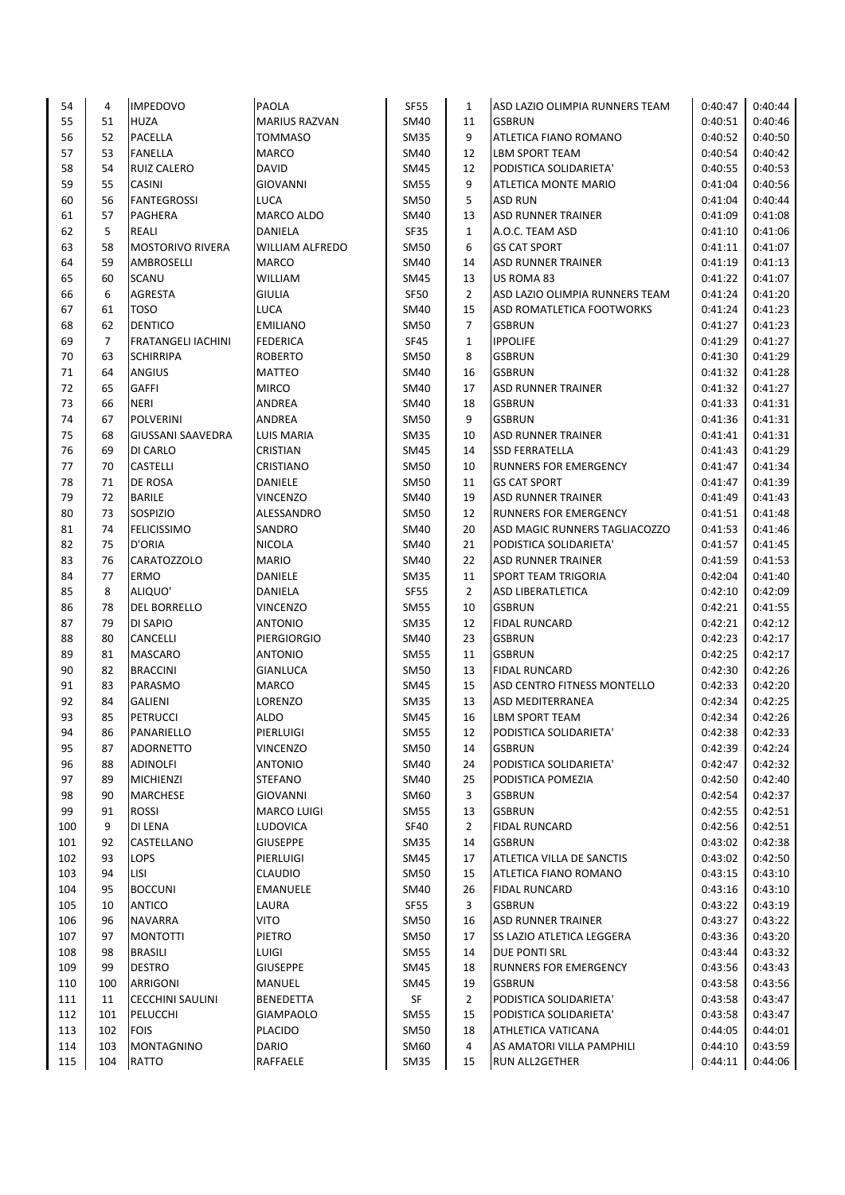| | | | | | | | | |
|---|---|---|---|---|---|---|---|---|
| 54 | 4 | IMPEDOVO | PAOLA | SF55 | 1 | ASD LAZIO OLIMPIA RUNNERS TEAM | 0:40:47 | 0:40:44 |
| 55 | 51 | HUZA | MARIUS RAZVAN | SM40 | 11 | GSBRUN | 0:40:51 | 0:40:46 |
| 56 | 52 | PACELLA | TOMMASO | SM35 | 9 | ATLETICA FIANO ROMANO | 0:40:52 | 0:40:50 |
| 57 | 53 | FANELLA | MARCO | SM40 | 12 | LBM SPORT TEAM | 0:40:54 | 0:40:42 |
| 58 | 54 | RUIZ CALERO | DAVID | SM45 | 12 | PODISTICA SOLIDARIETA' | 0:40:55 | 0:40:53 |
| 59 | 55 | CASINI | GIOVANNI | SM55 | 9 | ATLETICA MONTE MARIO | 0:41:04 | 0:40:56 |
| 60 | 56 | FANTEGROSSI | LUCA | SM50 | 5 | ASD RUN | 0:41:04 | 0:40:44 |
| 61 | 57 | PAGHERA | MARCO ALDO | SM40 | 13 | ASD RUNNER TRAINER | 0:41:09 | 0:41:08 |
| 62 | 5 | REALI | DANIELA | SF35 | 1 | A.O.C. TEAM ASD | 0:41:10 | 0:41:06 |
| 63 | 58 | MOSTORIVO RIVERA | WILLIAM ALFREDO | SM50 | 6 | GS CAT SPORT | 0:41:11 | 0:41:07 |
| 64 | 59 | AMBROSELLI | MARCO | SM40 | 14 | ASD RUNNER TRAINER | 0:41:19 | 0:41:13 |
| 65 | 60 | SCANU | WILLIAM | SM45 | 13 | US ROMA 83 | 0:41:22 | 0:41:07 |
| 66 | 6 | AGRESTA | GIULIA | SF50 | 2 | ASD LAZIO OLIMPIA RUNNERS TEAM | 0:41:24 | 0:41:20 |
| 67 | 61 | TOSO | LUCA | SM40 | 15 | ASD ROMATLETICA FOOTWORKS | 0:41:24 | 0:41:23 |
| 68 | 62 | DENTICO | EMILIANO | SM50 | 7 | GSBRUN | 0:41:27 | 0:41:23 |
| 69 | 7 | FRATANGELI IACHINI | FEDERICA | SF45 | 1 | IPPOLIFE | 0:41:29 | 0:41:27 |
| 70 | 63 | SCHIRRIPA | ROBERTO | SM50 | 8 | GSBRUN | 0:41:30 | 0:41:29 |
| 71 | 64 | ANGIUS | MATTEO | SM40 | 16 | GSBRUN | 0:41:32 | 0:41:28 |
| 72 | 65 | GAFFI | MIRCO | SM40 | 17 | ASD RUNNER TRAINER | 0:41:32 | 0:41:27 |
| 73 | 66 | NERI | ANDREA | SM40 | 18 | GSBRUN | 0:41:33 | 0:41:31 |
| 74 | 67 | POLVERINI | ANDREA | SM50 | 9 | GSBRUN | 0:41:36 | 0:41:31 |
| 75 | 68 | GIUSSANI SAAVEDRA | LUIS MARIA | SM35 | 10 | ASD RUNNER TRAINER | 0:41:41 | 0:41:31 |
| 76 | 69 | DI CARLO | CRISTIAN | SM45 | 14 | SSD FERRATELLA | 0:41:43 | 0:41:29 |
| 77 | 70 | CASTELLI | CRISTIANO | SM50 | 10 | RUNNERS FOR EMERGENCY | 0:41:47 | 0:41:34 |
| 78 | 71 | DE ROSA | DANIELE | SM50 | 11 | GS CAT SPORT | 0:41:47 | 0:41:39 |
| 79 | 72 | BARILE | VINCENZO | SM40 | 19 | ASD RUNNER TRAINER | 0:41:49 | 0:41:43 |
| 80 | 73 | SOSPIZIO | ALESSANDRO | SM50 | 12 | RUNNERS FOR EMERGENCY | 0:41:51 | 0:41:48 |
| 81 | 74 | FELICISSIMO | SANDRO | SM40 | 20 | ASD MAGIC RUNNERS TAGLIACOZZO | 0:41:53 | 0:41:46 |
| 82 | 75 | D'ORIA | NICOLA | SM40 | 21 | PODISTICA SOLIDARIETA' | 0:41:57 | 0:41:45 |
| 83 | 76 | CARATOZZOLO | MARIO | SM40 | 22 | ASD RUNNER TRAINER | 0:41:59 | 0:41:53 |
| 84 | 77 | ERMO | DANIELE | SM35 | 11 | SPORT TEAM TRIGORIA | 0:42:04 | 0:41:40 |
| 85 | 8 | ALIQUO' | DANIELA | SF55 | 2 | ASD LIBERATLETICA | 0:42:10 | 0:42:09 |
| 86 | 78 | DEL BORRELLO | VINCENZO | SM55 | 10 | GSBRUN | 0:42:21 | 0:41:55 |
| 87 | 79 | DI SAPIO | ANTONIO | SM35 | 12 | FIDAL RUNCARD | 0:42:21 | 0:42:12 |
| 88 | 80 | CANCELLI | PIERGIORGIO | SM40 | 23 | GSBRUN | 0:42:23 | 0:42:17 |
| 89 | 81 | MASCARO | ANTONIO | SM55 | 11 | GSBRUN | 0:42:25 | 0:42:17 |
| 90 | 82 | BRACCINI | GIANLUCA | SM50 | 13 | FIDAL RUNCARD | 0:42:30 | 0:42:26 |
| 91 | 83 | PARASMO | MARCO | SM45 | 15 | ASD CENTRO FITNESS MONTELLO | 0:42:33 | 0:42:20 |
| 92 | 84 | GALIENI | LORENZO | SM35 | 13 | ASD MEDITERRANEA | 0:42:34 | 0:42:25 |
| 93 | 85 | PETRUCCI | ALDO | SM45 | 16 | LBM SPORT TEAM | 0:42:34 | 0:42:26 |
| 94 | 86 | PANARIELLO | PIERLUIGI | SM55 | 12 | PODISTICA SOLIDARIETA' | 0:42:38 | 0:42:33 |
| 95 | 87 | ADORNETTO | VINCENZO | SM50 | 14 | GSBRUN | 0:42:39 | 0:42:24 |
| 96 | 88 | ADINOLFI | ANTONIO | SM40 | 24 | PODISTICA SOLIDARIETA' | 0:42:47 | 0:42:32 |
| 97 | 89 | MICHIENZI | STEFANO | SM40 | 25 | PODISTICA POMEZIA | 0:42:50 | 0:42:40 |
| 98 | 90 | MARCHESE | GIOVANNI | SM60 | 3 | GSBRUN | 0:42:54 | 0:42:37 |
| 99 | 91 | ROSSI | MARCO LUIGI | SM55 | 13 | GSBRUN | 0:42:55 | 0:42:51 |
| 100 | 9 | DI LENA | LUDOVICA | SF40 | 2 | FIDAL RUNCARD | 0:42:56 | 0:42:51 |
| 101 | 92 | CASTELLANO | GIUSEPPE | SM35 | 14 | GSBRUN | 0:43:02 | 0:42:38 |
| 102 | 93 | LOPS | PIERLUIGI | SM45 | 17 | ATLETICA VILLA DE SANCTIS | 0:43:02 | 0:42:50 |
| 103 | 94 | LISI | CLAUDIO | SM50 | 15 | ATLETICA FIANO ROMANO | 0:43:15 | 0:43:10 |
| 104 | 95 | BOCCUNI | EMANUELE | SM40 | 26 | FIDAL RUNCARD | 0:43:16 | 0:43:10 |
| 105 | 10 | ANTICO | LAURA | SF55 | 3 | GSBRUN | 0:43:22 | 0:43:19 |
| 106 | 96 | NAVARRA | VITO | SM50 | 16 | ASD RUNNER TRAINER | 0:43:27 | 0:43:22 |
| 107 | 97 | MONTOTTI | PIETRO | SM50 | 17 | SS LAZIO ATLETICA LEGGERA | 0:43:36 | 0:43:20 |
| 108 | 98 | BRASILI | LUIGI | SM55 | 14 | DUE PONTI SRL | 0:43:44 | 0:43:32 |
| 109 | 99 | DESTRO | GIUSEPPE | SM45 | 18 | RUNNERS FOR EMERGENCY | 0:43:56 | 0:43:43 |
| 110 | 100 | ARRIGONI | MANUEL | SM45 | 19 | GSBRUN | 0:43:58 | 0:43:56 |
| 111 | 11 | CECCHINI SAULINI | BENEDETTA | SF | 2 | PODISTICA SOLIDARIETA' | 0:43:58 | 0:43:47 |
| 112 | 101 | PELUCCHI | GIAMPAOLO | SM55 | 15 | PODISTICA SOLIDARIETA' | 0:43:58 | 0:43:47 |
| 113 | 102 | FOIS | PLACIDO | SM50 | 18 | ATHLETICA VATICANA | 0:44:05 | 0:44:01 |
| 114 | 103 | MONTAGNINO | DARIO | SM60 | 4 | AS AMATORI VILLA PAMPHILI | 0:44:10 | 0:43:59 |
| 115 | 104 | RATTO | RAFFAELE | SM35 | 15 | RUN ALL2GETHER | 0:44:11 | 0:44:06 |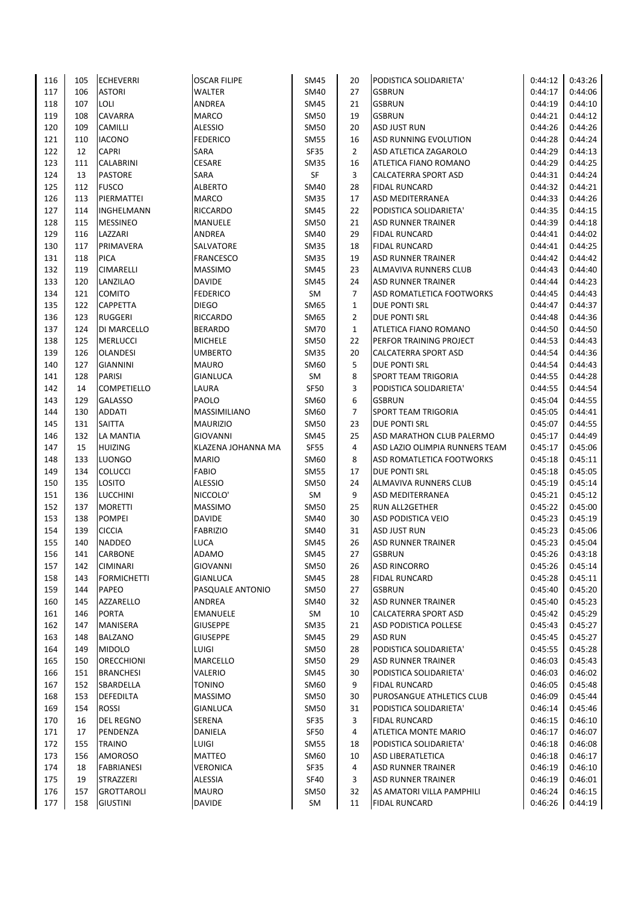| | | | | | | | | |
|---|---|---|---|---|---|---|---|---|
| 116 | 105 | ECHEVERRI | OSCAR FILIPE | SM45 | 20 | PODISTICA SOLIDARIETA' | 0:44:12 | 0:43:26 |
| 117 | 106 | ASTORI | WALTER | SM40 | 27 | GSBRUN | 0:44:17 | 0:44:06 |
| 118 | 107 | LOLI | ANDREA | SM45 | 21 | GSBRUN | 0:44:19 | 0:44:10 |
| 119 | 108 | CAVARRA | MARCO | SM50 | 19 | GSBRUN | 0:44:21 | 0:44:12 |
| 120 | 109 | CAMILLI | ALESSIO | SM50 | 20 | ASD JUST RUN | 0:44:26 | 0:44:26 |
| 121 | 110 | IACONO | FEDERICO | SM55 | 16 | ASD RUNNING EVOLUTION | 0:44:28 | 0:44:24 |
| 122 | 12 | CAPRI | SARA | SF35 | 2 | ASD ATLETICA ZAGAROLO | 0:44:29 | 0:44:13 |
| 123 | 111 | CALABRINI | CESARE | SM35 | 16 | ATLETICA FIANO ROMANO | 0:44:29 | 0:44:25 |
| 124 | 13 | PASTORE | SARA | SF | 3 | CALCATERRA SPORT ASD | 0:44:31 | 0:44:24 |
| 125 | 112 | FUSCO | ALBERTO | SM40 | 28 | FIDAL RUNCARD | 0:44:32 | 0:44:21 |
| 126 | 113 | PIERMATTEI | MARCO | SM35 | 17 | ASD MEDITERRANEA | 0:44:33 | 0:44:26 |
| 127 | 114 | INGHELMANN | RICCARDO | SM45 | 22 | PODISTICA SOLIDARIETA' | 0:44:35 | 0:44:15 |
| 128 | 115 | MESSINEO | MANUELE | SM50 | 21 | ASD RUNNER TRAINER | 0:44:39 | 0:44:18 |
| 129 | 116 | LAZZARI | ANDREA | SM40 | 29 | FIDAL RUNCARD | 0:44:41 | 0:44:02 |
| 130 | 117 | PRIMAVERA | SALVATORE | SM35 | 18 | FIDAL RUNCARD | 0:44:41 | 0:44:25 |
| 131 | 118 | PICA | FRANCESCO | SM35 | 19 | ASD RUNNER TRAINER | 0:44:42 | 0:44:42 |
| 132 | 119 | CIMARELLI | MASSIMO | SM45 | 23 | ALMAVIVA RUNNERS CLUB | 0:44:43 | 0:44:40 |
| 133 | 120 | LANZILAO | DAVIDE | SM45 | 24 | ASD RUNNER TRAINER | 0:44:44 | 0:44:23 |
| 134 | 121 | COMITO | FEDERICO | SM | 7 | ASD ROMATLETICA FOOTWORKS | 0:44:45 | 0:44:43 |
| 135 | 122 | CAPPETTA | DIEGO | SM65 | 1 | DUE PONTI SRL | 0:44:47 | 0:44:37 |
| 136 | 123 | RUGGERI | RICCARDO | SM65 | 2 | DUE PONTI SRL | 0:44:48 | 0:44:36 |
| 137 | 124 | DI MARCELLO | BERARDO | SM70 | 1 | ATLETICA FIANO ROMANO | 0:44:50 | 0:44:50 |
| 138 | 125 | MERLUCCI | MICHELE | SM50 | 22 | PERFOR TRAINING PROJECT | 0:44:53 | 0:44:43 |
| 139 | 126 | OLANDESI | UMBERTO | SM35 | 20 | CALCATERRA SPORT ASD | 0:44:54 | 0:44:36 |
| 140 | 127 | GIANNINI | MAURO | SM60 | 5 | DUE PONTI SRL | 0:44:54 | 0:44:43 |
| 141 | 128 | PARISI | GIANLUCA | SM | 8 | SPORT TEAM TRIGORIA | 0:44:55 | 0:44:28 |
| 142 | 14 | COMPETIELLO | LAURA | SF50 | 3 | PODISTICA SOLIDARIETA' | 0:44:55 | 0:44:54 |
| 143 | 129 | GALASSO | PAOLO | SM60 | 6 | GSBRUN | 0:45:04 | 0:44:55 |
| 144 | 130 | ADDATI | MASSIMILIANO | SM60 | 7 | SPORT TEAM TRIGORIA | 0:45:05 | 0:44:41 |
| 145 | 131 | SAITTA | MAURIZIO | SM50 | 23 | DUE PONTI SRL | 0:45:07 | 0:44:55 |
| 146 | 132 | LA MANTIA | GIOVANNI | SM45 | 25 | ASD MARATHON CLUB PALERMO | 0:45:17 | 0:44:49 |
| 147 | 15 | HUIZING | KLAZENA JOHANNA MA | SF55 | 4 | ASD LAZIO OLIMPIA RUNNERS TEAM | 0:45:17 | 0:45:06 |
| 148 | 133 | LUONGO | MARIO | SM60 | 8 | ASD ROMATLETICA FOOTWORKS | 0:45:18 | 0:45:11 |
| 149 | 134 | COLUCCI | FABIO | SM55 | 17 | DUE PONTI SRL | 0:45:18 | 0:45:05 |
| 150 | 135 | LOSITO | ALESSIO | SM50 | 24 | ALMAVIVA RUNNERS CLUB | 0:45:19 | 0:45:14 |
| 151 | 136 | LUCCHINI | NICCOLO' | SM | 9 | ASD MEDITERRANEA | 0:45:21 | 0:45:12 |
| 152 | 137 | MORETTI | MASSIMO | SM50 | 25 | RUN ALL2GETHER | 0:45:22 | 0:45:00 |
| 153 | 138 | POMPEI | DAVIDE | SM40 | 30 | ASD PODISTICA VEIO | 0:45:23 | 0:45:19 |
| 154 | 139 | CICCIA | FABRIZIO | SM40 | 31 | ASD JUST RUN | 0:45:23 | 0:45:06 |
| 155 | 140 | NADDEO | LUCA | SM45 | 26 | ASD RUNNER TRAINER | 0:45:23 | 0:45:04 |
| 156 | 141 | CARBONE | ADAMO | SM45 | 27 | GSBRUN | 0:45:26 | 0:43:18 |
| 157 | 142 | CIMINARI | GIOVANNI | SM50 | 26 | ASD RINCORRO | 0:45:26 | 0:45:14 |
| 158 | 143 | FORMICHETTI | GIANLUCA | SM45 | 28 | FIDAL RUNCARD | 0:45:28 | 0:45:11 |
| 159 | 144 | PAPEO | PASQUALE ANTONIO | SM50 | 27 | GSBRUN | 0:45:40 | 0:45:20 |
| 160 | 145 | AZZARELLO | ANDREA | SM40 | 32 | ASD RUNNER TRAINER | 0:45:40 | 0:45:23 |
| 161 | 146 | PORTA | EMANUELE | SM | 10 | CALCATERRA SPORT ASD | 0:45:42 | 0:45:29 |
| 162 | 147 | MANISERA | GIUSEPPE | SM35 | 21 | ASD PODISTICA POLLESE | 0:45:43 | 0:45:27 |
| 163 | 148 | BALZANO | GIUSEPPE | SM45 | 29 | ASD RUN | 0:45:45 | 0:45:27 |
| 164 | 149 | MIDOLO | LUIGI | SM50 | 28 | PODISTICA SOLIDARIETA' | 0:45:55 | 0:45:28 |
| 165 | 150 | ORECCHIONI | MARCELLO | SM50 | 29 | ASD RUNNER TRAINER | 0:46:03 | 0:45:43 |
| 166 | 151 | BRANCHESI | VALERIO | SM45 | 30 | PODISTICA SOLIDARIETA' | 0:46:03 | 0:46:02 |
| 167 | 152 | SBARDELLA | TONINO | SM60 | 9 | FIDAL RUNCARD | 0:46:05 | 0:45:48 |
| 168 | 153 | DEFEDILTA | MASSIMO | SM50 | 30 | PUROSANGUE ATHLETICS CLUB | 0:46:09 | 0:45:44 |
| 169 | 154 | ROSSI | GIANLUCA | SM50 | 31 | PODISTICA SOLIDARIETA' | 0:46:14 | 0:45:46 |
| 170 | 16 | DEL REGNO | SERENA | SF35 | 3 | FIDAL RUNCARD | 0:46:15 | 0:46:10 |
| 171 | 17 | PENDENZA | DANIELA | SF50 | 4 | ATLETICA MONTE MARIO | 0:46:17 | 0:46:07 |
| 172 | 155 | TRAINO | LUIGI | SM55 | 18 | PODISTICA SOLIDARIETA' | 0:46:18 | 0:46:08 |
| 173 | 156 | AMOROSO | MATTEO | SM60 | 10 | ASD LIBERATLETICA | 0:46:18 | 0:46:17 |
| 174 | 18 | FABRIANESI | VERONICA | SF35 | 4 | ASD RUNNER TRAINER | 0:46:19 | 0:46:10 |
| 175 | 19 | STRAZZERI | ALESSIA | SF40 | 3 | ASD RUNNER TRAINER | 0:46:19 | 0:46:01 |
| 176 | 157 | GROTTAROLI | MAURO | SM50 | 32 | AS AMATORI VILLA PAMPHILI | 0:46:24 | 0:46:15 |
| 177 | 158 | GIUSTINI | DAVIDE | SM | 11 | FIDAL RUNCARD | 0:46:26 | 0:44:19 |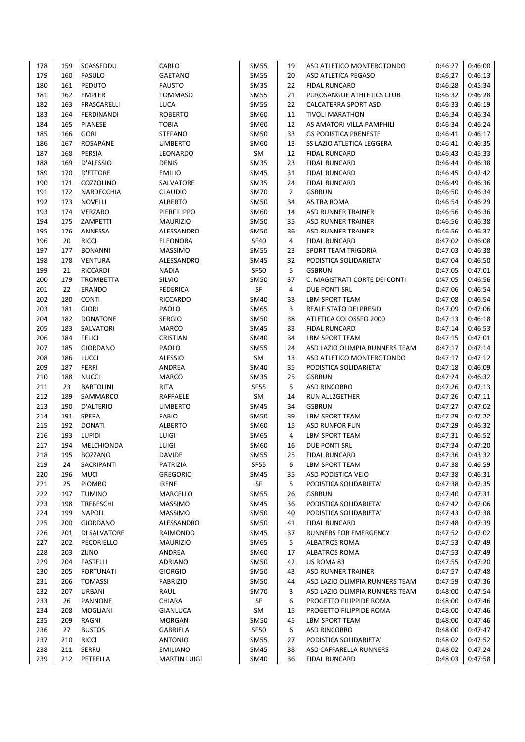| | | | | | | | | |
|---|---|---|---|---|---|---|---|---|
| 178 | 159 | SCASSEDDU | CARLO | SM55 | 19 | ASD ATLETICO MONTEROTONDO | 0:46:27 | 0:46:00 |
| 179 | 160 | FASULO | GAETANO | SM55 | 20 | ASD ATLETICA PEGASO | 0:46:27 | 0:46:13 |
| 180 | 161 | PEDUTO | FAUSTO | SM35 | 22 | FIDAL RUNCARD | 0:46:28 | 0:45:34 |
| 181 | 162 | EMPLER | TOMMASO | SM55 | 21 | PUROSANGUE ATHLETICS CLUB | 0:46:32 | 0:46:28 |
| 182 | 163 | FRASCARELLI | LUCA | SM55 | 22 | CALCATERRA SPORT ASD | 0:46:33 | 0:46:19 |
| 183 | 164 | FERDINANDI | ROBERTO | SM60 | 11 | TIVOLI MARATHON | 0:46:34 | 0:46:34 |
| 184 | 165 | PIANESE | TOBIA | SM60 | 12 | AS AMATORI VILLA PAMPHILI | 0:46:34 | 0:46:24 |
| 185 | 166 | GORI | STEFANO | SM50 | 33 | GS PODISTICA PRENESTE | 0:46:41 | 0:46:17 |
| 186 | 167 | ROSAPANE | UMBERTO | SM60 | 13 | SS LAZIO ATLETICA LEGGERA | 0:46:41 | 0:46:35 |
| 187 | 168 | PERSIA | LEONARDO | SM | 12 | FIDAL RUNCARD | 0:46:43 | 0:45:33 |
| 188 | 169 | D'ALESSIO | DENIS | SM35 | 23 | FIDAL RUNCARD | 0:46:44 | 0:46:38 |
| 189 | 170 | D'ETTORE | EMILIO | SM45 | 31 | FIDAL RUNCARD | 0:46:45 | 0:42:42 |
| 190 | 171 | COZZOLINO | SALVATORE | SM35 | 24 | FIDAL RUNCARD | 0:46:49 | 0:46:36 |
| 191 | 172 | NARDECCHIA | CLAUDIO | SM70 | 2 | GSBRUN | 0:46:50 | 0:46:34 |
| 192 | 173 | NOVELLI | ALBERTO | SM50 | 34 | AS.TRA ROMA | 0:46:54 | 0:46:29 |
| 193 | 174 | VERZARO | PIERFILIPPO | SM60 | 14 | ASD RUNNER TRAINER | 0:46:56 | 0:46:36 |
| 194 | 175 | ZAMPETTI | MAURIZIO | SM50 | 35 | ASD RUNNER TRAINER | 0:46:56 | 0:46:38 |
| 195 | 176 | ANNESSA | ALESSANDRO | SM50 | 36 | ASD RUNNER TRAINER | 0:46:56 | 0:46:37 |
| 196 | 20 | RICCI | ELEONORA | SF40 | 4 | FIDAL RUNCARD | 0:47:02 | 0:46:08 |
| 197 | 177 | BONANNI | MASSIMO | SM55 | 23 | SPORT TEAM TRIGORIA | 0:47:03 | 0:46:38 |
| 198 | 178 | VENTURA | ALESSANDRO | SM45 | 32 | PODISTICA SOLIDARIETA' | 0:47:04 | 0:46:50 |
| 199 | 21 | RICCARDI | NADIA | SF50 | 5 | GSBRUN | 0:47:05 | 0:47:01 |
| 200 | 179 | TROMBETTA | SILVIO | SM50 | 37 | C. MAGISTRATI CORTE DEI CONTI | 0:47:05 | 0:46:56 |
| 201 | 22 | ERANDO | FEDERICA | SF | 4 | DUE PONTI SRL | 0:47:06 | 0:46:54 |
| 202 | 180 | CONTI | RICCARDO | SM40 | 33 | LBM SPORT TEAM | 0:47:08 | 0:46:54 |
| 203 | 181 | GIORI | PAOLO | SM65 | 3 | REALE STATO DEI PRESIDI | 0:47:09 | 0:47:06 |
| 204 | 182 | DONATONE | SERGIO | SM50 | 38 | ATLETICA COLOSSEO 2000 | 0:47:13 | 0:46:18 |
| 205 | 183 | SALVATORI | MARCO | SM45 | 33 | FIDAL RUNCARD | 0:47:14 | 0:46:53 |
| 206 | 184 | FELICI | CRISTIAN | SM40 | 34 | LBM SPORT TEAM | 0:47:15 | 0:47:01 |
| 207 | 185 | GIORDANO | PAOLO | SM55 | 24 | ASD LAZIO OLIMPIA RUNNERS TEAM | 0:47:17 | 0:47:14 |
| 208 | 186 | LUCCI | ALESSIO | SM | 13 | ASD ATLETICO MONTEROTONDO | 0:47:17 | 0:47:12 |
| 209 | 187 | FERRI | ANDREA | SM40 | 35 | PODISTICA SOLIDARIETA' | 0:47:18 | 0:46:09 |
| 210 | 188 | NUCCI | MARCO | SM35 | 25 | GSBRUN | 0:47:24 | 0:46:32 |
| 211 | 23 | BARTOLINI | RITA | SF55 | 5 | ASD RINCORRO | 0:47:26 | 0:47:13 |
| 212 | 189 | SAMMARCO | RAFFAELE | SM | 14 | RUN ALL2GETHER | 0:47:26 | 0:47:11 |
| 213 | 190 | D'ALTERIO | UMBERTO | SM45 | 34 | GSBRUN | 0:47:27 | 0:47:02 |
| 214 | 191 | SPERA | FABIO | SM50 | 39 | LBM SPORT TEAM | 0:47:29 | 0:47:22 |
| 215 | 192 | DONATI | ALBERTO | SM60 | 15 | ASD RUNFOR FUN | 0:47:29 | 0:46:32 |
| 216 | 193 | LUPIDI | LUIGI | SM65 | 4 | LBM SPORT TEAM | 0:47:31 | 0:46:52 |
| 217 | 194 | MELCHIONDA | LUIGI | SM60 | 16 | DUE PONTI SRL | 0:47:34 | 0:47:20 |
| 218 | 195 | BOZZANO | DAVIDE | SM55 | 25 | FIDAL RUNCARD | 0:47:36 | 0:43:32 |
| 219 | 24 | SACRIPANTI | PATRIZIA | SF55 | 6 | LBM SPORT TEAM | 0:47:38 | 0:46:59 |
| 220 | 196 | MUCI | GREGORIO | SM45 | 35 | ASD PODISTICA VEIO | 0:47:38 | 0:46:31 |
| 221 | 25 | PIOMBO | IRENE | SF | 5 | PODISTICA SOLIDARIETA' | 0:47:38 | 0:47:35 |
| 222 | 197 | TUMINO | MARCELLO | SM55 | 26 | GSBRUN | 0:47:40 | 0:47:31 |
| 223 | 198 | TREBESCHI | MASSIMO | SM45 | 36 | PODISTICA SOLIDARIETA' | 0:47:42 | 0:47:06 |
| 224 | 199 | NAPOLI | MASSIMO | SM50 | 40 | PODISTICA SOLIDARIETA' | 0:47:43 | 0:47:38 |
| 225 | 200 | GIORDANO | ALESSANDRO | SM50 | 41 | FIDAL RUNCARD | 0:47:48 | 0:47:39 |
| 226 | 201 | DI SALVATORE | RAIMONDO | SM45 | 37 | RUNNERS FOR EMERGENCY | 0:47:52 | 0:47:02 |
| 227 | 202 | PECORIELLO | MAURIZIO | SM65 | 5 | ALBATROS ROMA | 0:47:53 | 0:47:49 |
| 228 | 203 | ZIJNO | ANDREA | SM60 | 17 | ALBATROS ROMA | 0:47:53 | 0:47:49 |
| 229 | 204 | FASTELLI | ADRIANO | SM50 | 42 | US ROMA 83 | 0:47:55 | 0:47:20 |
| 230 | 205 | FORTUNATI | GIORGIO | SM50 | 43 | ASD RUNNER TRAINER | 0:47:57 | 0:47:48 |
| 231 | 206 | TOMASSI | FABRIZIO | SM50 | 44 | ASD LAZIO OLIMPIA RUNNERS TEAM | 0:47:59 | 0:47:36 |
| 232 | 207 | URBANI | RAUL | SM70 | 3 | ASD LAZIO OLIMPIA RUNNERS TEAM | 0:48:00 | 0:47:54 |
| 233 | 26 | PANNONE | CHIARA | SF | 6 | PROGETTO FILIPPIDE ROMA | 0:48:00 | 0:47:46 |
| 234 | 208 | MOGLIANI | GIANLUCA | SM | 15 | PROGETTO FILIPPIDE ROMA | 0:48:00 | 0:47:46 |
| 235 | 209 | RAGNI | MORGAN | SM50 | 45 | LBM SPORT TEAM | 0:48:00 | 0:47:46 |
| 236 | 27 | BUSTOS | GABRIELA | SF50 | 6 | ASD RINCORRO | 0:48:00 | 0:47:47 |
| 237 | 210 | RICCI | ANTONIO | SM55 | 27 | PODISTICA SOLIDARIETA' | 0:48:02 | 0:47:52 |
| 238 | 211 | SERRU | EMILIANO | SM45 | 38 | ASD CAFFARELLA RUNNERS | 0:48:02 | 0:47:24 |
| 239 | 212 | PETRELLA | MARTIN LUIGI | SM40 | 36 | FIDAL RUNCARD | 0:48:03 | 0:47:58 |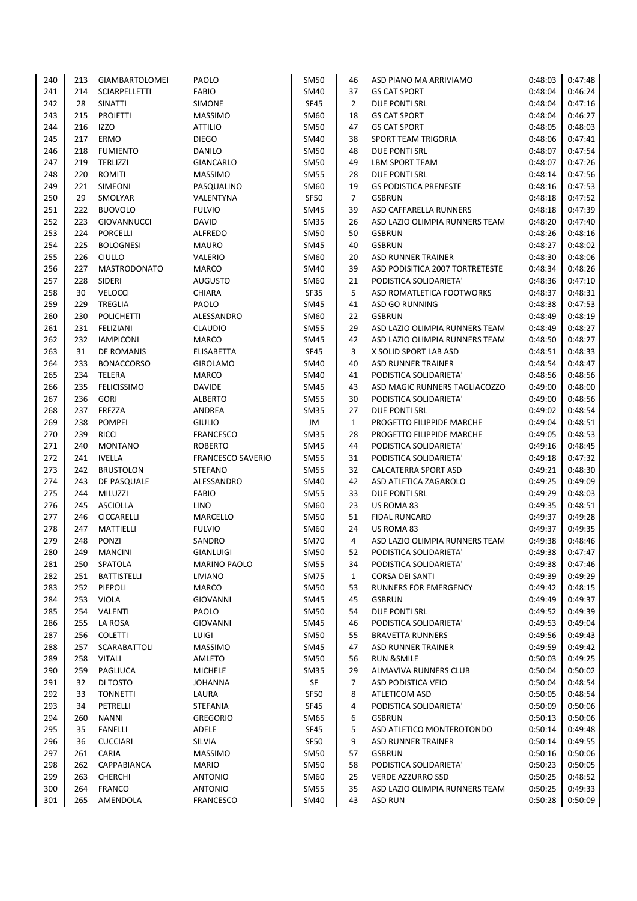| | | | | | | | | |
|---|---|---|---|---|---|---|---|---|
| 240 | 213 | GIAMBARTOLOMEI | PAOLO | SM50 | 46 | ASD PIANO MA ARRIVIAMO | 0:48:03 | 0:47:48 |
| 241 | 214 | SCIARPELLETTI | FABIO | SM40 | 37 | GS CAT SPORT | 0:48:04 | 0:46:24 |
| 242 | 28 | SINATTI | SIMONE | SF45 | 2 | DUE PONTI SRL | 0:48:04 | 0:47:16 |
| 243 | 215 | PROIETTI | MASSIMO | SM60 | 18 | GS CAT SPORT | 0:48:04 | 0:46:27 |
| 244 | 216 | IZZO | ATTILIO | SM50 | 47 | GS CAT SPORT | 0:48:05 | 0:48:03 |
| 245 | 217 | ERMO | DIEGO | SM40 | 38 | SPORT TEAM TRIGORIA | 0:48:06 | 0:47:41 |
| 246 | 218 | FUMIENTO | DANILO | SM50 | 48 | DUE PONTI SRL | 0:48:07 | 0:47:54 |
| 247 | 219 | TERLIZZI | GIANCARLO | SM50 | 49 | LBM SPORT TEAM | 0:48:07 | 0:47:26 |
| 248 | 220 | ROMITI | MASSIMO | SM55 | 28 | DUE PONTI SRL | 0:48:14 | 0:47:56 |
| 249 | 221 | SIMEONI | PASQUALINO | SM60 | 19 | GS PODISTICA PRENESTE | 0:48:16 | 0:47:53 |
| 250 | 29 | SMOLYAR | VALENTYNA | SF50 | 7 | GSBRUN | 0:48:18 | 0:47:52 |
| 251 | 222 | BUOVOLO | FULVIO | SM45 | 39 | ASD CAFFARELLA RUNNERS | 0:48:18 | 0:47:39 |
| 252 | 223 | GIOVANNUCCI | DAVID | SM35 | 26 | ASD LAZIO OLIMPIA RUNNERS TEAM | 0:48:20 | 0:47:40 |
| 253 | 224 | PORCELLI | ALFREDO | SM50 | 50 | GSBRUN | 0:48:26 | 0:48:16 |
| 254 | 225 | BOLOGNESI | MAURO | SM45 | 40 | GSBRUN | 0:48:27 | 0:48:02 |
| 255 | 226 | CIULLO | VALERIO | SM60 | 20 | ASD RUNNER TRAINER | 0:48:30 | 0:48:06 |
| 256 | 227 | MASTRODONATO | MARCO | SM40 | 39 | ASD PODISITICA 2007 TORTRETESTE | 0:48:34 | 0:48:26 |
| 257 | 228 | SIDERI | AUGUSTO | SM60 | 21 | PODISTICA SOLIDARIETA' | 0:48:36 | 0:47:10 |
| 258 | 30 | VELOCCI | CHIARA | SF35 | 5 | ASD ROMATLETICA FOOTWORKS | 0:48:37 | 0:48:31 |
| 259 | 229 | TREGLIA | PAOLO | SM45 | 41 | ASD GO RUNNING | 0:48:38 | 0:47:53 |
| 260 | 230 | POLICHETTI | ALESSANDRO | SM60 | 22 | GSBRUN | 0:48:49 | 0:48:19 |
| 261 | 231 | FELIZIANI | CLAUDIO | SM55 | 29 | ASD LAZIO OLIMPIA RUNNERS TEAM | 0:48:49 | 0:48:27 |
| 262 | 232 | IAMPICONI | MARCO | SM45 | 42 | ASD LAZIO OLIMPIA RUNNERS TEAM | 0:48:50 | 0:48:27 |
| 263 | 31 | DE ROMANIS | ELISABETTA | SF45 | 3 | X SOLID SPORT LAB ASD | 0:48:51 | 0:48:33 |
| 264 | 233 | BONACCORSO | GIROLAMO | SM40 | 40 | ASD RUNNER TRAINER | 0:48:54 | 0:48:47 |
| 265 | 234 | TELERA | MARCO | SM40 | 41 | PODISTICA SOLIDARIETA' | 0:48:56 | 0:48:56 |
| 266 | 235 | FELICISSIMO | DAVIDE | SM45 | 43 | ASD MAGIC RUNNERS TAGLIACOZZO | 0:49:00 | 0:48:00 |
| 267 | 236 | GORI | ALBERTO | SM55 | 30 | PODISTICA SOLIDARIETA' | 0:49:00 | 0:48:56 |
| 268 | 237 | FREZZA | ANDREA | SM35 | 27 | DUE PONTI SRL | 0:49:02 | 0:48:54 |
| 269 | 238 | POMPEI | GIULIO | JM | 1 | PROGETTO FILIPPIDE MARCHE | 0:49:04 | 0:48:51 |
| 270 | 239 | RICCI | FRANCESCO | SM35 | 28 | PROGETTO FILIPPIDE MARCHE | 0:49:05 | 0:48:53 |
| 271 | 240 | MONTANO | ROBERTO | SM45 | 44 | PODISTICA SOLIDARIETA' | 0:49:16 | 0:48:45 |
| 272 | 241 | IVELLA | FRANCESCO SAVERIO | SM55 | 31 | PODISTICA SOLIDARIETA' | 0:49:18 | 0:47:32 |
| 273 | 242 | BRUSTOLON | STEFANO | SM55 | 32 | CALCATERRA SPORT ASD | 0:49:21 | 0:48:30 |
| 274 | 243 | DE PASQUALE | ALESSANDRO | SM40 | 42 | ASD ATLETICA ZAGAROLO | 0:49:25 | 0:49:09 |
| 275 | 244 | MILUZZI | FABIO | SM55 | 33 | DUE PONTI SRL | 0:49:29 | 0:48:03 |
| 276 | 245 | ASCIOLLA | LINO | SM60 | 23 | US ROMA 83 | 0:49:35 | 0:48:51 |
| 277 | 246 | CICCARELLI | MARCELLO | SM50 | 51 | FIDAL RUNCARD | 0:49:37 | 0:49:28 |
| 278 | 247 | MATTIELLI | FULVIO | SM60 | 24 | US ROMA 83 | 0:49:37 | 0:49:35 |
| 279 | 248 | PONZI | SANDRO | SM70 | 4 | ASD LAZIO OLIMPIA RUNNERS TEAM | 0:49:38 | 0:48:46 |
| 280 | 249 | MANCINI | GIANLUIGI | SM50 | 52 | PODISTICA SOLIDARIETA' | 0:49:38 | 0:47:47 |
| 281 | 250 | SPATOLA | MARINO PAOLO | SM55 | 34 | PODISTICA SOLIDARIETA' | 0:49:38 | 0:47:46 |
| 282 | 251 | BATTISTELLI | LIVIANO | SM75 | 1 | CORSA DEI SANTI | 0:49:39 | 0:49:29 |
| 283 | 252 | PIEPOLI | MARCO | SM50 | 53 | RUNNERS FOR EMERGENCY | 0:49:42 | 0:48:15 |
| 284 | 253 | VIOLA | GIOVANNI | SM45 | 45 | GSBRUN | 0:49:49 | 0:49:37 |
| 285 | 254 | VALENTI | PAOLO | SM50 | 54 | DUE PONTI SRL | 0:49:52 | 0:49:39 |
| 286 | 255 | LA ROSA | GIOVANNI | SM45 | 46 | PODISTICA SOLIDARIETA' | 0:49:53 | 0:49:04 |
| 287 | 256 | COLETTI | LUIGI | SM50 | 55 | BRAVETTA RUNNERS | 0:49:56 | 0:49:43 |
| 288 | 257 | SCARABATTOLI | MASSIMO | SM45 | 47 | ASD RUNNER TRAINER | 0:49:59 | 0:49:42 |
| 289 | 258 | VITALI | AMLETO | SM50 | 56 | RUN &SMILE | 0:50:03 | 0:49:25 |
| 290 | 259 | PAGLIUCA | MICHELE | SM35 | 29 | ALMAVIVA RUNNERS CLUB | 0:50:04 | 0:50:02 |
| 291 | 32 | DI TOSTO | JOHANNA | SF | 7 | ASD PODISTICA VEIO | 0:50:04 | 0:48:54 |
| 292 | 33 | TONNETTI | LAURA | SF50 | 8 | ATLETICOM ASD | 0:50:05 | 0:48:54 |
| 293 | 34 | PETRELLI | STEFANIA | SF45 | 4 | PODISTICA SOLIDARIETA' | 0:50:09 | 0:50:06 |
| 294 | 260 | NANNI | GREGORIO | SM65 | 6 | GSBRUN | 0:50:13 | 0:50:06 |
| 295 | 35 | FANELLI | ADELE | SF45 | 5 | ASD ATLETICO MONTEROTONDO | 0:50:14 | 0:49:48 |
| 296 | 36 | CUCCIARI | SILVIA | SF50 | 9 | ASD RUNNER TRAINER | 0:50:14 | 0:49:55 |
| 297 | 261 | CARIA | MASSIMO | SM50 | 57 | GSBRUN | 0:50:16 | 0:50:06 |
| 298 | 262 | CAPPABIANCA | MARIO | SM50 | 58 | PODISTICA SOLIDARIETA' | 0:50:23 | 0:50:05 |
| 299 | 263 | CHERCHI | ANTONIO | SM60 | 25 | VERDE AZZURRO SSD | 0:50:25 | 0:48:52 |
| 300 | 264 | FRANCO | ANTONIO | SM55 | 35 | ASD LAZIO OLIMPIA RUNNERS TEAM | 0:50:25 | 0:49:33 |
| 301 | 265 | AMENDOLA | FRANCESCO | SM40 | 43 | ASD RUN | 0:50:28 | 0:50:09 |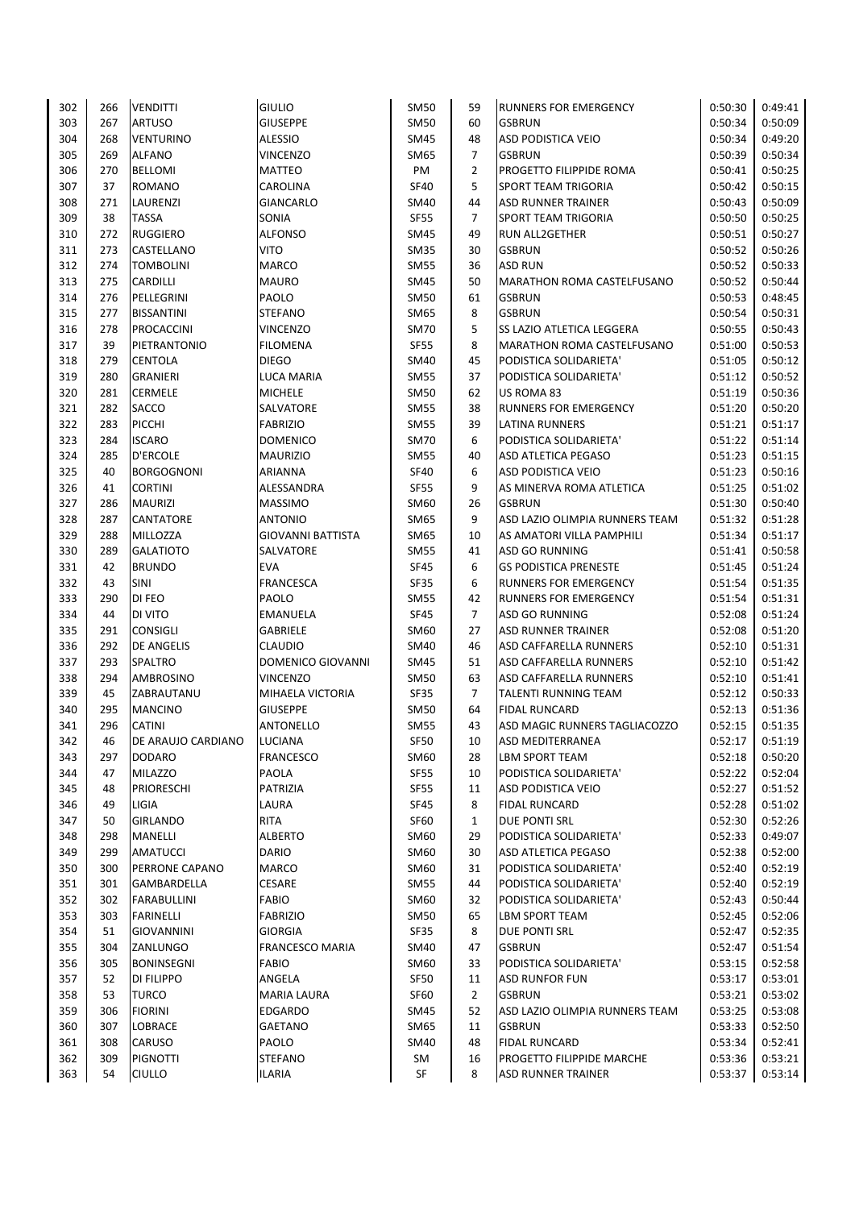| | | | | | | | | |
|---|---|---|---|---|---|---|---|---|
| 302 | 266 | VENDITTI | GIULIO | SM50 | 59 | RUNNERS FOR EMERGENCY | 0:50:30 | 0:49:41 |
| 303 | 267 | ARTUSO | GIUSEPPE | SM50 | 60 | GSBRUN | 0:50:34 | 0:50:09 |
| 304 | 268 | VENTURINO | ALESSIO | SM45 | 48 | ASD PODISTICA VEIO | 0:50:34 | 0:49:20 |
| 305 | 269 | ALFANO | VINCENZO | SM65 | 7 | GSBRUN | 0:50:39 | 0:50:34 |
| 306 | 270 | BELLOMI | MATTEO | PM | 2 | PROGETTO FILIPPIDE ROMA | 0:50:41 | 0:50:25 |
| 307 | 37 | ROMANO | CAROLINA | SF40 | 5 | SPORT TEAM TRIGORIA | 0:50:42 | 0:50:15 |
| 308 | 271 | LAURENZI | GIANCARLO | SM40 | 44 | ASD RUNNER TRAINER | 0:50:43 | 0:50:09 |
| 309 | 38 | TASSA | SONIA | SF55 | 7 | SPORT TEAM TRIGORIA | 0:50:50 | 0:50:25 |
| 310 | 272 | RUGGIERO | ALFONSO | SM45 | 49 | RUN ALL2GETHER | 0:50:51 | 0:50:27 |
| 311 | 273 | CASTELLANO | VITO | SM35 | 30 | GSBRUN | 0:50:52 | 0:50:26 |
| 312 | 274 | TOMBOLINI | MARCO | SM55 | 36 | ASD RUN | 0:50:52 | 0:50:33 |
| 313 | 275 | CARDILLI | MAURO | SM45 | 50 | MARATHON ROMA CASTELFUSANO | 0:50:52 | 0:50:44 |
| 314 | 276 | PELLEGRINI | PAOLO | SM50 | 61 | GSBRUN | 0:50:53 | 0:48:45 |
| 315 | 277 | BISSANTINI | STEFANO | SM65 | 8 | GSBRUN | 0:50:54 | 0:50:31 |
| 316 | 278 | PROCACCINI | VINCENZO | SM70 | 5 | SS LAZIO ATLETICA LEGGERA | 0:50:55 | 0:50:43 |
| 317 | 39 | PIETRANTONIO | FILOMENA | SF55 | 8 | MARATHON ROMA CASTELFUSANO | 0:51:00 | 0:50:53 |
| 318 | 279 | CENTOLA | DIEGO | SM40 | 45 | PODISTICA SOLIDARIETA' | 0:51:05 | 0:50:12 |
| 319 | 280 | GRANIERI | LUCA MARIA | SM55 | 37 | PODISTICA SOLIDARIETA' | 0:51:12 | 0:50:52 |
| 320 | 281 | CERMELE | MICHELE | SM50 | 62 | US ROMA 83 | 0:51:19 | 0:50:36 |
| 321 | 282 | SACCO | SALVATORE | SM55 | 38 | RUNNERS FOR EMERGENCY | 0:51:20 | 0:50:20 |
| 322 | 283 | PICCHI | FABRIZIO | SM55 | 39 | LATINA RUNNERS | 0:51:21 | 0:51:17 |
| 323 | 284 | ISCARO | DOMENICO | SM70 | 6 | PODISTICA SOLIDARIETA' | 0:51:22 | 0:51:14 |
| 324 | 285 | D'ERCOLE | MAURIZIO | SM55 | 40 | ASD ATLETICA PEGASO | 0:51:23 | 0:51:15 |
| 325 | 40 | BORGOGNONI | ARIANNA | SF40 | 6 | ASD PODISTICA VEIO | 0:51:23 | 0:50:16 |
| 326 | 41 | CORTINI | ALESSANDRA | SF55 | 9 | AS MINERVA ROMA ATLETICA | 0:51:25 | 0:51:02 |
| 327 | 286 | MAURIZI | MASSIMO | SM60 | 26 | GSBRUN | 0:51:30 | 0:50:40 |
| 328 | 287 | CANTATORE | ANTONIO | SM65 | 9 | ASD LAZIO OLIMPIA RUNNERS TEAM | 0:51:32 | 0:51:28 |
| 329 | 288 | MILLOZZA | GIOVANNI BATTISTA | SM65 | 10 | AS AMATORI VILLA PAMPHILI | 0:51:34 | 0:51:17 |
| 330 | 289 | GALATIOTO | SALVATORE | SM55 | 41 | ASD GO RUNNING | 0:51:41 | 0:50:58 |
| 331 | 42 | BRUNDO | EVA | SF45 | 6 | GS PODISTICA PRENESTE | 0:51:45 | 0:51:24 |
| 332 | 43 | SINI | FRANCESCA | SF35 | 6 | RUNNERS FOR EMERGENCY | 0:51:54 | 0:51:35 |
| 333 | 290 | DI FEO | PAOLO | SM55 | 42 | RUNNERS FOR EMERGENCY | 0:51:54 | 0:51:31 |
| 334 | 44 | DI VITO | EMANUELA | SF45 | 7 | ASD GO RUNNING | 0:52:08 | 0:51:24 |
| 335 | 291 | CONSIGLI | GABRIELE | SM60 | 27 | ASD RUNNER TRAINER | 0:52:08 | 0:51:20 |
| 336 | 292 | DE ANGELIS | CLAUDIO | SM40 | 46 | ASD CAFFARELLA RUNNERS | 0:52:10 | 0:51:31 |
| 337 | 293 | SPALTRO | DOMENICO GIOVANNI | SM45 | 51 | ASD CAFFARELLA RUNNERS | 0:52:10 | 0:51:42 |
| 338 | 294 | AMBROSINO | VINCENZO | SM50 | 63 | ASD CAFFARELLA RUNNERS | 0:52:10 | 0:51:41 |
| 339 | 45 | ZABRAUTANU | MIHAELA VICTORIA | SF35 | 7 | TALENTI RUNNING TEAM | 0:52:12 | 0:50:33 |
| 340 | 295 | MANCINO | GIUSEPPE | SM50 | 64 | FIDAL RUNCARD | 0:52:13 | 0:51:36 |
| 341 | 296 | CATINI | ANTONELLO | SM55 | 43 | ASD MAGIC RUNNERS TAGLIACOZZO | 0:52:15 | 0:51:35 |
| 342 | 46 | DE ARAUJO CARDIANO | LUCIANA | SF50 | 10 | ASD MEDITERRANEA | 0:52:17 | 0:51:19 |
| 343 | 297 | DODARO | FRANCESCO | SM60 | 28 | LBM SPORT TEAM | 0:52:18 | 0:50:20 |
| 344 | 47 | MILAZZO | PAOLA | SF55 | 10 | PODISTICA SOLIDARIETA' | 0:52:22 | 0:52:04 |
| 345 | 48 | PRIORESCHI | PATRIZIA | SF55 | 11 | ASD PODISTICA VEIO | 0:52:27 | 0:51:52 |
| 346 | 49 | LIGIA | LAURA | SF45 | 8 | FIDAL RUNCARD | 0:52:28 | 0:51:02 |
| 347 | 50 | GIRLANDO | RITA | SF60 | 1 | DUE PONTI SRL | 0:52:30 | 0:52:26 |
| 348 | 298 | MANELLI | ALBERTO | SM60 | 29 | PODISTICA SOLIDARIETA' | 0:52:33 | 0:49:07 |
| 349 | 299 | AMATUCCI | DARIO | SM60 | 30 | ASD ATLETICA PEGASO | 0:52:38 | 0:52:00 |
| 350 | 300 | PERRONE CAPANO | MARCO | SM60 | 31 | PODISTICA SOLIDARIETA' | 0:52:40 | 0:52:19 |
| 351 | 301 | GAMBARDELLA | CESARE | SM55 | 44 | PODISTICA SOLIDARIETA' | 0:52:40 | 0:52:19 |
| 352 | 302 | FARABULLINI | FABIO | SM60 | 32 | PODISTICA SOLIDARIETA' | 0:52:43 | 0:50:44 |
| 353 | 303 | FARINELLI | FABRIZIO | SM50 | 65 | LBM SPORT TEAM | 0:52:45 | 0:52:06 |
| 354 | 51 | GIOVANNINI | GIORGIA | SF35 | 8 | DUE PONTI SRL | 0:52:47 | 0:52:35 |
| 355 | 304 | ZANLUNGO | FRANCESCO MARIA | SM40 | 47 | GSBRUN | 0:52:47 | 0:51:54 |
| 356 | 305 | BONINSEGNI | FABIO | SM60 | 33 | PODISTICA SOLIDARIETA' | 0:53:15 | 0:52:58 |
| 357 | 52 | DI FILIPPO | ANGELA | SF50 | 11 | ASD RUNFOR FUN | 0:53:17 | 0:53:01 |
| 358 | 53 | TURCO | MARIA LAURA | SF60 | 2 | GSBRUN | 0:53:21 | 0:53:02 |
| 359 | 306 | FIORINI | EDGARDO | SM45 | 52 | ASD LAZIO OLIMPIA RUNNERS TEAM | 0:53:25 | 0:53:08 |
| 360 | 307 | LOBRACE | GAETANO | SM65 | 11 | GSBRUN | 0:53:33 | 0:52:50 |
| 361 | 308 | CARUSO | PAOLO | SM40 | 48 | FIDAL RUNCARD | 0:53:34 | 0:52:41 |
| 362 | 309 | PIGNOTTI | STEFANO | SM | 16 | PROGETTO FILIPPIDE MARCHE | 0:53:36 | 0:53:21 |
| 363 | 54 | CIULLO | ILARIA | SF | 8 | ASD RUNNER TRAINER | 0:53:37 | 0:53:14 |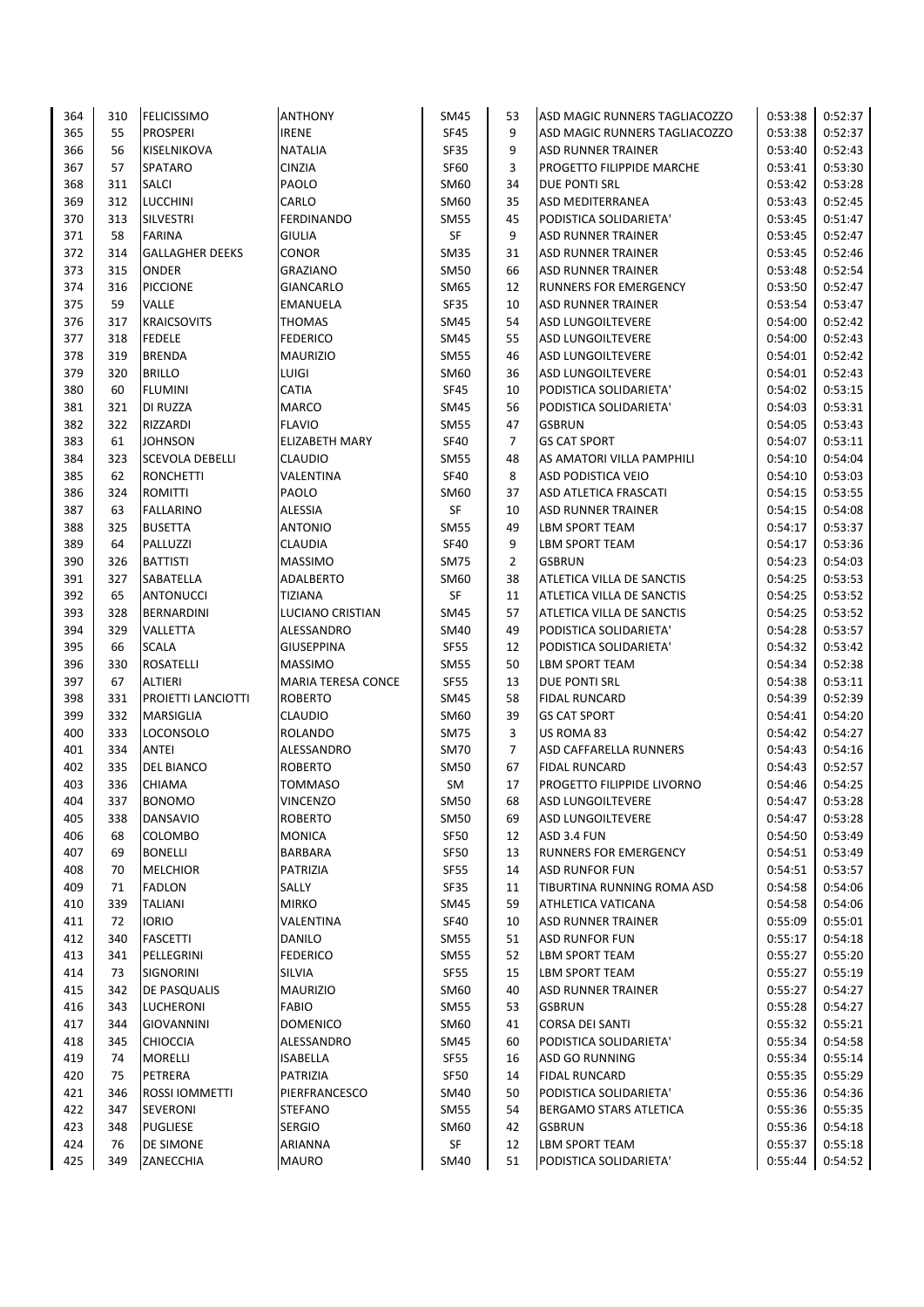| | | | | | | | | |
|---|---|---|---|---|---|---|---|---|
| 364 | 310 | FELICISSIMO | ANTHONY | SM45 | 53 | ASD MAGIC RUNNERS TAGLIACOZZO | 0:53:38 | 0:52:37 |
| 365 | 55 | PROSPERI | IRENE | SF45 | 9 | ASD MAGIC RUNNERS TAGLIACOZZO | 0:53:38 | 0:52:37 |
| 366 | 56 | KISELNIKOVA | NATALIA | SF35 | 9 | ASD RUNNER TRAINER | 0:53:40 | 0:52:43 |
| 367 | 57 | SPATARO | CINZIA | SF60 | 3 | PROGETTO FILIPPIDE MARCHE | 0:53:41 | 0:53:30 |
| 368 | 311 | SALCI | PAOLO | SM60 | 34 | DUE PONTI SRL | 0:53:42 | 0:53:28 |
| 369 | 312 | LUCCHINI | CARLO | SM60 | 35 | ASD MEDITERRANEA | 0:53:43 | 0:52:45 |
| 370 | 313 | SILVESTRI | FERDINANDO | SM55 | 45 | PODISTICA SOLIDARIETA' | 0:53:45 | 0:51:47 |
| 371 | 58 | FARINA | GIULIA | SF | 9 | ASD RUNNER TRAINER | 0:53:45 | 0:52:47 |
| 372 | 314 | GALLAGHER DEEKS | CONOR | SM35 | 31 | ASD RUNNER TRAINER | 0:53:45 | 0:52:46 |
| 373 | 315 | ONDER | GRAZIANO | SM50 | 66 | ASD RUNNER TRAINER | 0:53:48 | 0:52:54 |
| 374 | 316 | PICCIONE | GIANCARLO | SM65 | 12 | RUNNERS FOR EMERGENCY | 0:53:50 | 0:52:47 |
| 375 | 59 | VALLE | EMANUELA | SF35 | 10 | ASD RUNNER TRAINER | 0:53:54 | 0:53:47 |
| 376 | 317 | KRAICSOVITS | THOMAS | SM45 | 54 | ASD LUNGOILTEVERE | 0:54:00 | 0:52:42 |
| 377 | 318 | FEDELE | FEDERICO | SM45 | 55 | ASD LUNGOILTEVERE | 0:54:00 | 0:52:43 |
| 378 | 319 | BRENDA | MAURIZIO | SM55 | 46 | ASD LUNGOILTEVERE | 0:54:01 | 0:52:42 |
| 379 | 320 | BRILLO | LUIGI | SM60 | 36 | ASD LUNGOILTEVERE | 0:54:01 | 0:52:43 |
| 380 | 60 | FLUMINI | CATIA | SF45 | 10 | PODISTICA SOLIDARIETA' | 0:54:02 | 0:53:15 |
| 381 | 321 | DI RUZZA | MARCO | SM45 | 56 | PODISTICA SOLIDARIETA' | 0:54:03 | 0:53:31 |
| 382 | 322 | RIZZARDI | FLAVIO | SM55 | 47 | GSBRUN | 0:54:05 | 0:53:43 |
| 383 | 61 | JOHNSON | ELIZABETH MARY | SF40 | 7 | GS CAT SPORT | 0:54:07 | 0:53:11 |
| 384 | 323 | SCEVOLA DEBELLI | CLAUDIO | SM55 | 48 | AS AMATORI VILLA PAMPHILI | 0:54:10 | 0:54:04 |
| 385 | 62 | RONCHETTI | VALENTINA | SF40 | 8 | ASD PODISTICA VEIO | 0:54:10 | 0:53:03 |
| 386 | 324 | ROMITTI | PAOLO | SM60 | 37 | ASD ATLETICA FRASCATI | 0:54:15 | 0:53:55 |
| 387 | 63 | FALLARINO | ALESSIA | SF | 10 | ASD RUNNER TRAINER | 0:54:15 | 0:54:08 |
| 388 | 325 | BUSETTA | ANTONIO | SM55 | 49 | LBM SPORT TEAM | 0:54:17 | 0:53:37 |
| 389 | 64 | PALLUZZI | CLAUDIA | SF40 | 9 | LBM SPORT TEAM | 0:54:17 | 0:53:36 |
| 390 | 326 | BATTISTI | MASSIMO | SM75 | 2 | GSBRUN | 0:54:23 | 0:54:03 |
| 391 | 327 | SABATELLA | ADALBERTO | SM60 | 38 | ATLETICA VILLA DE SANCTIS | 0:54:25 | 0:53:53 |
| 392 | 65 | ANTONUCCI | TIZIANA | SF | 11 | ATLETICA VILLA DE SANCTIS | 0:54:25 | 0:53:52 |
| 393 | 328 | BERNARDINI | LUCIANO CRISTIAN | SM45 | 57 | ATLETICA VILLA DE SANCTIS | 0:54:25 | 0:53:52 |
| 394 | 329 | VALLETTA | ALESSANDRO | SM40 | 49 | PODISTICA SOLIDARIETA' | 0:54:28 | 0:53:57 |
| 395 | 66 | SCALA | GIUSEPPINA | SF55 | 12 | PODISTICA SOLIDARIETA' | 0:54:32 | 0:53:42 |
| 396 | 330 | ROSATELLI | MASSIMO | SM55 | 50 | LBM SPORT TEAM | 0:54:34 | 0:52:38 |
| 397 | 67 | ALTIERI | MARIA TERESA CONCE | SF55 | 13 | DUE PONTI SRL | 0:54:38 | 0:53:11 |
| 398 | 331 | PROIETTI LANCIOTTI | ROBERTO | SM45 | 58 | FIDAL RUNCARD | 0:54:39 | 0:52:39 |
| 399 | 332 | MARSIGLIA | CLAUDIO | SM60 | 39 | GS CAT SPORT | 0:54:41 | 0:54:20 |
| 400 | 333 | LOCONSOLO | ROLANDO | SM75 | 3 | US ROMA 83 | 0:54:42 | 0:54:27 |
| 401 | 334 | ANTEI | ALESSANDRO | SM70 | 7 | ASD CAFFARELLA RUNNERS | 0:54:43 | 0:54:16 |
| 402 | 335 | DEL BIANCO | ROBERTO | SM50 | 67 | FIDAL RUNCARD | 0:54:43 | 0:52:57 |
| 403 | 336 | CHIAMA | TOMMASO | SM | 17 | PROGETTO FILIPPIDE LIVORNO | 0:54:46 | 0:54:25 |
| 404 | 337 | BONOMO | VINCENZO | SM50 | 68 | ASD LUNGOILTEVERE | 0:54:47 | 0:53:28 |
| 405 | 338 | DANSAVIO | ROBERTO | SM50 | 69 | ASD LUNGOILTEVERE | 0:54:47 | 0:53:28 |
| 406 | 68 | COLOMBO | MONICA | SF50 | 12 | ASD 3.4 FUN | 0:54:50 | 0:53:49 |
| 407 | 69 | BONELLI | BARBARA | SF50 | 13 | RUNNERS FOR EMERGENCY | 0:54:51 | 0:53:49 |
| 408 | 70 | MELCHIOR | PATRIZIA | SF55 | 14 | ASD RUNFOR FUN | 0:54:51 | 0:53:57 |
| 409 | 71 | FADLON | SALLY | SF35 | 11 | TIBURTINA RUNNING ROMA ASD | 0:54:58 | 0:54:06 |
| 410 | 339 | TALIANI | MIRKO | SM45 | 59 | ATHLETICA VATICANA | 0:54:58 | 0:54:06 |
| 411 | 72 | IORIO | VALENTINA | SF40 | 10 | ASD RUNNER TRAINER | 0:55:09 | 0:55:01 |
| 412 | 340 | FASCETTI | DANILO | SM55 | 51 | ASD RUNFOR FUN | 0:55:17 | 0:54:18 |
| 413 | 341 | PELLEGRINI | FEDERICO | SM55 | 52 | LBM SPORT TEAM | 0:55:27 | 0:55:20 |
| 414 | 73 | SIGNORINI | SILVIA | SF55 | 15 | LBM SPORT TEAM | 0:55:27 | 0:55:19 |
| 415 | 342 | DE PASQUALIS | MAURIZIO | SM60 | 40 | ASD RUNNER TRAINER | 0:55:27 | 0:54:27 |
| 416 | 343 | LUCHERONI | FABIO | SM55 | 53 | GSBRUN | 0:55:28 | 0:54:27 |
| 417 | 344 | GIOVANNINI | DOMENICO | SM60 | 41 | CORSA DEI SANTI | 0:55:32 | 0:55:21 |
| 418 | 345 | CHIOCCIA | ALESSANDRO | SM45 | 60 | PODISTICA SOLIDARIETA' | 0:55:34 | 0:54:58 |
| 419 | 74 | MORELLI | ISABELLA | SF55 | 16 | ASD GO RUNNING | 0:55:34 | 0:55:14 |
| 420 | 75 | PETRERA | PATRIZIA | SF50 | 14 | FIDAL RUNCARD | 0:55:35 | 0:55:29 |
| 421 | 346 | ROSSI IOMMETTI | PIERFRANCESCO | SM40 | 50 | PODISTICA SOLIDARIETA' | 0:55:36 | 0:54:36 |
| 422 | 347 | SEVERONI | STEFANO | SM55 | 54 | BERGAMO STARS ATLETICA | 0:55:36 | 0:55:35 |
| 423 | 348 | PUGLIESE | SERGIO | SM60 | 42 | GSBRUN | 0:55:36 | 0:54:18 |
| 424 | 76 | DE SIMONE | ARIANNA | SF | 12 | LBM SPORT TEAM | 0:55:37 | 0:55:18 |
| 425 | 349 | ZANECCHIA | MAURO | SM40 | 51 | PODISTICA SOLIDARIETA' | 0:55:44 | 0:54:52 |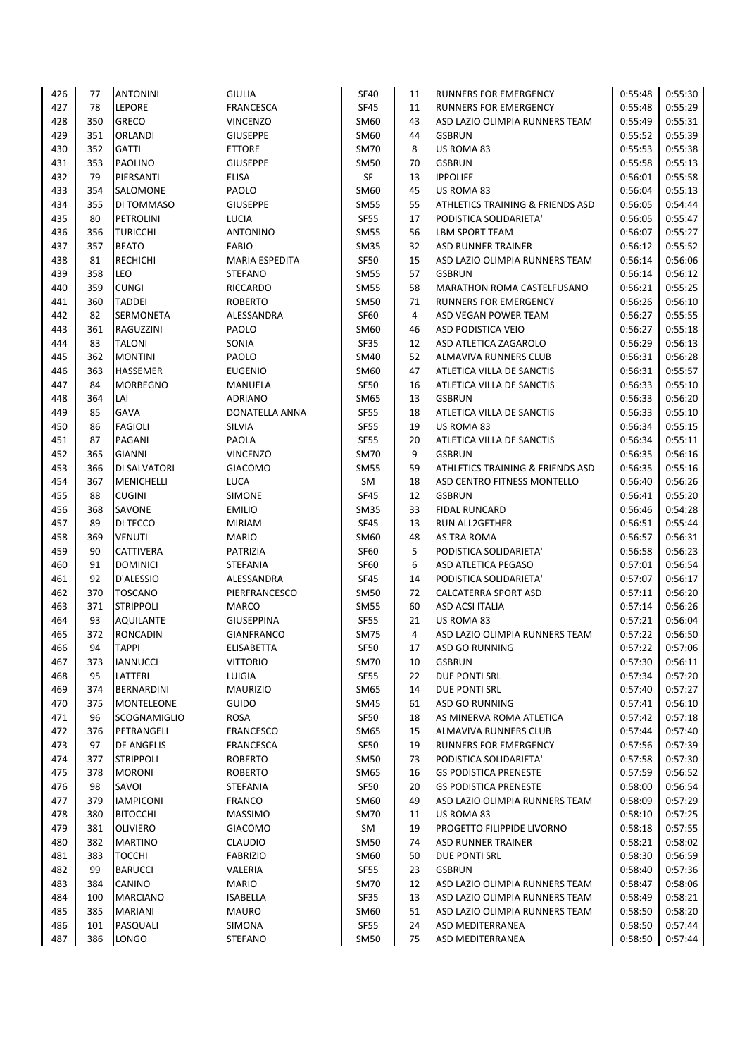| | | | | | | | | |
|---|---|---|---|---|---|---|---|---|
| 426 | 77 | ANTONINI | GIULIA | SF40 | 11 | RUNNERS FOR EMERGENCY | 0:55:48 | 0:55:30 |
| 427 | 78 | LEPORE | FRANCESCA | SF45 | 11 | RUNNERS FOR EMERGENCY | 0:55:48 | 0:55:29 |
| 428 | 350 | GRECO | VINCENZO | SM60 | 43 | ASD LAZIO OLIMPIA RUNNERS TEAM | 0:55:49 | 0:55:31 |
| 429 | 351 | ORLANDI | GIUSEPPE | SM60 | 44 | GSBRUN | 0:55:52 | 0:55:39 |
| 430 | 352 | GATTI | ETTORE | SM70 | 8 | US ROMA 83 | 0:55:53 | 0:55:38 |
| 431 | 353 | PAOLINO | GIUSEPPE | SM50 | 70 | GSBRUN | 0:55:58 | 0:55:13 |
| 432 | 79 | PIERSANTI | ELISA | SF | 13 | IPPOLIFE | 0:56:01 | 0:55:58 |
| 433 | 354 | SALOMONE | PAOLO | SM60 | 45 | US ROMA 83 | 0:56:04 | 0:55:13 |
| 434 | 355 | DI TOMMASO | GIUSEPPE | SM55 | 55 | ATHLETICS TRAINING & FRIENDS ASD | 0:56:05 | 0:54:44 |
| 435 | 80 | PETROLINI | LUCIA | SF55 | 17 | PODISTICA SOLIDARIETA' | 0:56:05 | 0:55:47 |
| 436 | 356 | TURICCHI | ANTONINO | SM55 | 56 | LBM SPORT TEAM | 0:56:07 | 0:55:27 |
| 437 | 357 | BEATO | FABIO | SM35 | 32 | ASD RUNNER TRAINER | 0:56:12 | 0:55:52 |
| 438 | 81 | RECHICHI | MARIA ESPEDITA | SF50 | 15 | ASD LAZIO OLIMPIA RUNNERS TEAM | 0:56:14 | 0:56:06 |
| 439 | 358 | LEO | STEFANO | SM55 | 57 | GSBRUN | 0:56:14 | 0:56:12 |
| 440 | 359 | CUNGI | RICCARDO | SM55 | 58 | MARATHON ROMA CASTELFUSANO | 0:56:21 | 0:55:25 |
| 441 | 360 | TADDEI | ROBERTO | SM50 | 71 | RUNNERS FOR EMERGENCY | 0:56:26 | 0:56:10 |
| 442 | 82 | SERMONETA | ALESSANDRA | SF60 | 4 | ASD VEGAN POWER TEAM | 0:56:27 | 0:55:55 |
| 443 | 361 | RAGUZZINI | PAOLO | SM60 | 46 | ASD PODISTICA VEIO | 0:56:27 | 0:55:18 |
| 444 | 83 | TALONI | SONIA | SF35 | 12 | ASD ATLETICA ZAGAROLO | 0:56:29 | 0:56:13 |
| 445 | 362 | MONTINI | PAOLO | SM40 | 52 | ALMAVIVA RUNNERS CLUB | 0:56:31 | 0:56:28 |
| 446 | 363 | HASSEMER | EUGENIO | SM60 | 47 | ATLETICA VILLA DE SANCTIS | 0:56:31 | 0:55:57 |
| 447 | 84 | MORBEGNO | MANUELA | SF50 | 16 | ATLETICA VILLA DE SANCTIS | 0:56:33 | 0:55:10 |
| 448 | 364 | LAI | ADRIANO | SM65 | 13 | GSBRUN | 0:56:33 | 0:56:20 |
| 449 | 85 | GAVA | DONATELLA ANNA | SF55 | 18 | ATLETICA VILLA DE SANCTIS | 0:56:33 | 0:55:10 |
| 450 | 86 | FAGIOLI | SILVIA | SF55 | 19 | US ROMA 83 | 0:56:34 | 0:55:15 |
| 451 | 87 | PAGANI | PAOLA | SF55 | 20 | ATLETICA VILLA DE SANCTIS | 0:56:34 | 0:55:11 |
| 452 | 365 | GIANNI | VINCENZO | SM70 | 9 | GSBRUN | 0:56:35 | 0:56:16 |
| 453 | 366 | DI SALVATORI | GIACOMO | SM55 | 59 | ATHLETICS TRAINING & FRIENDS ASD | 0:56:35 | 0:55:16 |
| 454 | 367 | MENICHELLI | LUCA | SM | 18 | ASD CENTRO FITNESS MONTELLO | 0:56:40 | 0:56:26 |
| 455 | 88 | CUGINI | SIMONE | SF45 | 12 | GSBRUN | 0:56:41 | 0:55:20 |
| 456 | 368 | SAVONE | EMILIO | SM35 | 33 | FIDAL RUNCARD | 0:56:46 | 0:54:28 |
| 457 | 89 | DI TECCO | MIRIAM | SF45 | 13 | RUN ALL2GETHER | 0:56:51 | 0:55:44 |
| 458 | 369 | VENUTI | MARIO | SM60 | 48 | AS.TRA ROMA | 0:56:57 | 0:56:31 |
| 459 | 90 | CATTIVERA | PATRIZIA | SF60 | 5 | PODISTICA SOLIDARIETA' | 0:56:58 | 0:56:23 |
| 460 | 91 | DOMINICI | STEFANIA | SF60 | 6 | ASD ATLETICA PEGASO | 0:57:01 | 0:56:54 |
| 461 | 92 | D'ALESSIO | ALESSANDRA | SF45 | 14 | PODISTICA SOLIDARIETA' | 0:57:07 | 0:56:17 |
| 462 | 370 | TOSCANO | PIERFRANCESCO | SM50 | 72 | CALCATERRA SPORT ASD | 0:57:11 | 0:56:20 |
| 463 | 371 | STRIPPOLI | MARCO | SM55 | 60 | ASD ACSI ITALIA | 0:57:14 | 0:56:26 |
| 464 | 93 | AQUILANTE | GIUSEPPINA | SF55 | 21 | US ROMA 83 | 0:57:21 | 0:56:04 |
| 465 | 372 | RONCADIN | GIANFRANCO | SM75 | 4 | ASD LAZIO OLIMPIA RUNNERS TEAM | 0:57:22 | 0:56:50 |
| 466 | 94 | TAPPI | ELISABETTA | SF50 | 17 | ASD GO RUNNING | 0:57:22 | 0:57:06 |
| 467 | 373 | IANNUCCI | VITTORIO | SM70 | 10 | GSBRUN | 0:57:30 | 0:56:11 |
| 468 | 95 | LATTERI | LUIGIA | SF55 | 22 | DUE PONTI SRL | 0:57:34 | 0:57:20 |
| 469 | 374 | BERNARDINI | MAURIZIO | SM65 | 14 | DUE PONTI SRL | 0:57:40 | 0:57:27 |
| 470 | 375 | MONTELEONE | GUIDO | SM45 | 61 | ASD GO RUNNING | 0:57:41 | 0:56:10 |
| 471 | 96 | SCOGNAMIGLIO | ROSA | SF50 | 18 | AS MINERVA ROMA ATLETICA | 0:57:42 | 0:57:18 |
| 472 | 376 | PETRANGELI | FRANCESCO | SM65 | 15 | ALMAVIVA RUNNERS CLUB | 0:57:44 | 0:57:40 |
| 473 | 97 | DE ANGELIS | FRANCESCA | SF50 | 19 | RUNNERS FOR EMERGENCY | 0:57:56 | 0:57:39 |
| 474 | 377 | STRIPPOLI | ROBERTO | SM50 | 73 | PODISTICA SOLIDARIETA' | 0:57:58 | 0:57:30 |
| 475 | 378 | MORONI | ROBERTO | SM65 | 16 | GS PODISTICA PRENESTE | 0:57:59 | 0:56:52 |
| 476 | 98 | SAVOI | STEFANIA | SF50 | 20 | GS PODISTICA PRENESTE | 0:58:00 | 0:56:54 |
| 477 | 379 | IAMPICONI | FRANCO | SM60 | 49 | ASD LAZIO OLIMPIA RUNNERS TEAM | 0:58:09 | 0:57:29 |
| 478 | 380 | BITOCCHI | MASSIMO | SM70 | 11 | US ROMA 83 | 0:58:10 | 0:57:25 |
| 479 | 381 | OLIVIERO | GIACOMO | SM | 19 | PROGETTO FILIPPIDE LIVORNO | 0:58:18 | 0:57:55 |
| 480 | 382 | MARTINO | CLAUDIO | SM50 | 74 | ASD RUNNER TRAINER | 0:58:21 | 0:58:02 |
| 481 | 383 | TOCCHI | FABRIZIO | SM60 | 50 | DUE PONTI SRL | 0:58:30 | 0:56:59 |
| 482 | 99 | BARUCCI | VALERIA | SF55 | 23 | GSBRUN | 0:58:40 | 0:57:36 |
| 483 | 384 | CANINO | MARIO | SM70 | 12 | ASD LAZIO OLIMPIA RUNNERS TEAM | 0:58:47 | 0:58:06 |
| 484 | 100 | MARCIANO | ISABELLA | SF35 | 13 | ASD LAZIO OLIMPIA RUNNERS TEAM | 0:58:49 | 0:58:21 |
| 485 | 385 | MARIANI | MAURO | SM60 | 51 | ASD LAZIO OLIMPIA RUNNERS TEAM | 0:58:50 | 0:58:20 |
| 486 | 101 | PASQUALI | SIMONA | SF55 | 24 | ASD MEDITERRANEA | 0:58:50 | 0:57:44 |
| 487 | 386 | LONGO | STEFANO | SM50 | 75 | ASD MEDITERRANEA | 0:58:50 | 0:57:44 |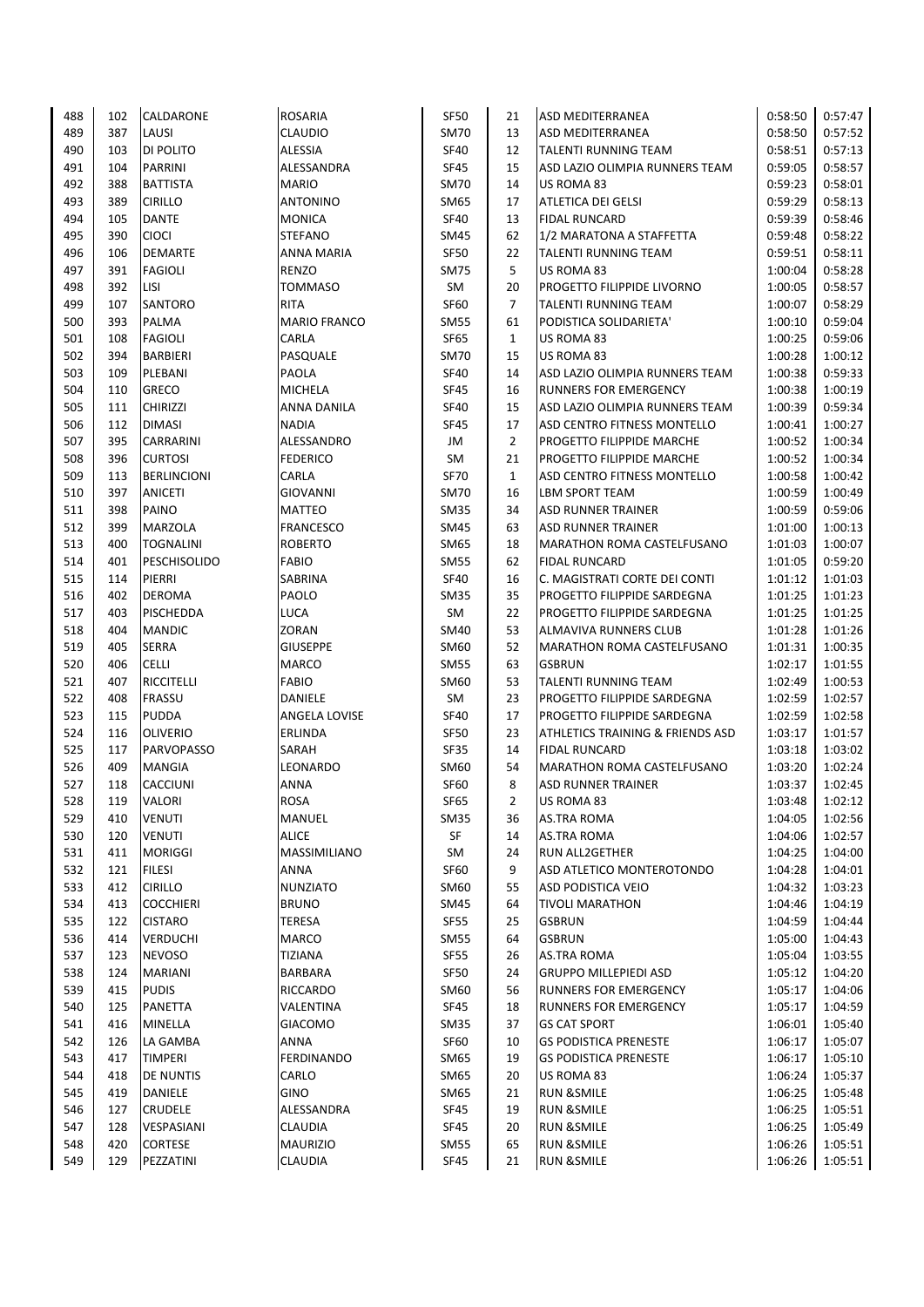| | | | | | | | | |
|---|---|---|---|---|---|---|---|---|
| 488 | 102 | CALDARONE | ROSARIA | SF50 | 21 | ASD MEDITERRANEA | 0:58:50 | 0:57:47 |
| 489 | 387 | LAUSI | CLAUDIO | SM70 | 13 | ASD MEDITERRANEA | 0:58:50 | 0:57:52 |
| 490 | 103 | DI POLITO | ALESSIA | SF40 | 12 | TALENTI RUNNING TEAM | 0:58:51 | 0:57:13 |
| 491 | 104 | PARRINI | ALESSANDRA | SF45 | 15 | ASD LAZIO OLIMPIA RUNNERS TEAM | 0:59:05 | 0:58:57 |
| 492 | 388 | BATTISTA | MARIO | SM70 | 14 | US ROMA 83 | 0:59:23 | 0:58:01 |
| 493 | 389 | CIRILLO | ANTONINO | SM65 | 17 | ATLETICA DEI GELSI | 0:59:29 | 0:58:13 |
| 494 | 105 | DANTE | MONICA | SF40 | 13 | FIDAL RUNCARD | 0:59:39 | 0:58:46 |
| 495 | 390 | CIOCI | STEFANO | SM45 | 62 | 1/2 MARATONA A STAFFETTA | 0:59:48 | 0:58:22 |
| 496 | 106 | DEMARTE | ANNA MARIA | SF50 | 22 | TALENTI RUNNING TEAM | 0:59:51 | 0:58:11 |
| 497 | 391 | FAGIOLI | RENZO | SM75 | 5 | US ROMA 83 | 1:00:04 | 0:58:28 |
| 498 | 392 | LISI | TOMMASO | SM | 20 | PROGETTO FILIPPIDE LIVORNO | 1:00:05 | 0:58:57 |
| 499 | 107 | SANTORO | RITA | SF60 | 7 | TALENTI RUNNING TEAM | 1:00:07 | 0:58:29 |
| 500 | 393 | PALMA | MARIO FRANCO | SM55 | 61 | PODISTICA SOLIDARIETA' | 1:00:10 | 0:59:04 |
| 501 | 108 | FAGIOLI | CARLA | SF65 | 1 | US ROMA 83 | 1:00:25 | 0:59:06 |
| 502 | 394 | BARBIERI | PASQUALE | SM70 | 15 | US ROMA 83 | 1:00:28 | 1:00:12 |
| 503 | 109 | PLEBANI | PAOLA | SF40 | 14 | ASD LAZIO OLIMPIA RUNNERS TEAM | 1:00:38 | 0:59:33 |
| 504 | 110 | GRECO | MICHELA | SF45 | 16 | RUNNERS FOR EMERGENCY | 1:00:38 | 1:00:19 |
| 505 | 111 | CHIRIZZI | ANNA DANILA | SF40 | 15 | ASD LAZIO OLIMPIA RUNNERS TEAM | 1:00:39 | 0:59:34 |
| 506 | 112 | DIMASI | NADIA | SF45 | 17 | ASD CENTRO FITNESS MONTELLO | 1:00:41 | 1:00:27 |
| 507 | 395 | CARRARINI | ALESSANDRO | JM | 2 | PROGETTO FILIPPIDE MARCHE | 1:00:52 | 1:00:34 |
| 508 | 396 | CURTOSI | FEDERICO | SM | 21 | PROGETTO FILIPPIDE MARCHE | 1:00:52 | 1:00:34 |
| 509 | 113 | BERLINCIONI | CARLA | SF70 | 1 | ASD CENTRO FITNESS MONTELLO | 1:00:58 | 1:00:42 |
| 510 | 397 | ANICETI | GIOVANNI | SM70 | 16 | LBM SPORT TEAM | 1:00:59 | 1:00:49 |
| 511 | 398 | PAINO | MATTEO | SM35 | 34 | ASD RUNNER TRAINER | 1:00:59 | 0:59:06 |
| 512 | 399 | MARZOLA | FRANCESCO | SM45 | 63 | ASD RUNNER TRAINER | 1:01:00 | 1:00:13 |
| 513 | 400 | TOGNALINI | ROBERTO | SM65 | 18 | MARATHON ROMA CASTELFUSANO | 1:01:03 | 1:00:07 |
| 514 | 401 | PESCHISOLIDO | FABIO | SM55 | 62 | FIDAL RUNCARD | 1:01:05 | 0:59:20 |
| 515 | 114 | PIERRI | SABRINA | SF40 | 16 | C. MAGISTRATI CORTE DEI CONTI | 1:01:12 | 1:01:03 |
| 516 | 402 | DEROMA | PAOLO | SM35 | 35 | PROGETTO FILIPPIDE SARDEGNA | 1:01:25 | 1:01:23 |
| 517 | 403 | PISCHEDDA | LUCA | SM | 22 | PROGETTO FILIPPIDE SARDEGNA | 1:01:25 | 1:01:25 |
| 518 | 404 | MANDIC | ZORAN | SM40 | 53 | ALMAVIVA RUNNERS CLUB | 1:01:28 | 1:01:26 |
| 519 | 405 | SERRA | GIUSEPPE | SM60 | 52 | MARATHON ROMA CASTELFUSANO | 1:01:31 | 1:00:35 |
| 520 | 406 | CELLI | MARCO | SM55 | 63 | GSBRUN | 1:02:17 | 1:01:55 |
| 521 | 407 | RICCITELLI | FABIO | SM60 | 53 | TALENTI RUNNING TEAM | 1:02:49 | 1:00:53 |
| 522 | 408 | FRASSU | DANIELE | SM | 23 | PROGETTO FILIPPIDE SARDEGNA | 1:02:59 | 1:02:57 |
| 523 | 115 | PUDDA | ANGELA LOVISE | SF40 | 17 | PROGETTO FILIPPIDE SARDEGNA | 1:02:59 | 1:02:58 |
| 524 | 116 | OLIVERIO | ERLINDA | SF50 | 23 | ATHLETICS TRAINING & FRIENDS ASD | 1:03:17 | 1:01:57 |
| 525 | 117 | PARVOPASSO | SARAH | SF35 | 14 | FIDAL RUNCARD | 1:03:18 | 1:03:02 |
| 526 | 409 | MANGIA | LEONARDO | SM60 | 54 | MARATHON ROMA CASTELFUSANO | 1:03:20 | 1:02:24 |
| 527 | 118 | CACCIUNI | ANNA | SF60 | 8 | ASD RUNNER TRAINER | 1:03:37 | 1:02:45 |
| 528 | 119 | VALORI | ROSA | SF65 | 2 | US ROMA 83 | 1:03:48 | 1:02:12 |
| 529 | 410 | VENUTI | MANUEL | SM35 | 36 | AS.TRA ROMA | 1:04:05 | 1:02:56 |
| 530 | 120 | VENUTI | ALICE | SF | 14 | AS.TRA ROMA | 1:04:06 | 1:02:57 |
| 531 | 411 | MORIGGI | MASSIMILIANO | SM | 24 | RUN ALL2GETHER | 1:04:25 | 1:04:00 |
| 532 | 121 | FILESI | ANNA | SF60 | 9 | ASD ATLETICO MONTEROTONDO | 1:04:28 | 1:04:01 |
| 533 | 412 | CIRILLO | NUNZIATO | SM60 | 55 | ASD PODISTICA VEIO | 1:04:32 | 1:03:23 |
| 534 | 413 | COCCHIERI | BRUNO | SM45 | 64 | TIVOLI MARATHON | 1:04:46 | 1:04:19 |
| 535 | 122 | CISTARO | TERESA | SF55 | 25 | GSBRUN | 1:04:59 | 1:04:44 |
| 536 | 414 | VERDUCHI | MARCO | SM55 | 64 | GSBRUN | 1:05:00 | 1:04:43 |
| 537 | 123 | NEVOSO | TIZIANA | SF55 | 26 | AS.TRA ROMA | 1:05:04 | 1:03:55 |
| 538 | 124 | MARIANI | BARBARA | SF50 | 24 | GRUPPO MILLEPIEDI ASD | 1:05:12 | 1:04:20 |
| 539 | 415 | PUDIS | RICCARDO | SM60 | 56 | RUNNERS FOR EMERGENCY | 1:05:17 | 1:04:06 |
| 540 | 125 | PANETTA | VALENTINA | SF45 | 18 | RUNNERS FOR EMERGENCY | 1:05:17 | 1:04:59 |
| 541 | 416 | MINELLA | GIACOMO | SM35 | 37 | GS CAT SPORT | 1:06:01 | 1:05:40 |
| 542 | 126 | LA GAMBA | ANNA | SF60 | 10 | GS PODISTICA PRENESTE | 1:06:17 | 1:05:07 |
| 543 | 417 | TIMPERI | FERDINANDO | SM65 | 19 | GS PODISTICA PRENESTE | 1:06:17 | 1:05:10 |
| 544 | 418 | DE NUNTIS | CARLO | SM65 | 20 | US ROMA 83 | 1:06:24 | 1:05:37 |
| 545 | 419 | DANIELE | GINO | SM65 | 21 | RUN &SMILE | 1:06:25 | 1:05:48 |
| 546 | 127 | CRUDELE | ALESSANDRA | SF45 | 19 | RUN &SMILE | 1:06:25 | 1:05:51 |
| 547 | 128 | VESPASIANI | CLAUDIA | SF45 | 20 | RUN &SMILE | 1:06:25 | 1:05:49 |
| 548 | 420 | CORTESE | MAURIZIO | SM55 | 65 | RUN &SMILE | 1:06:26 | 1:05:51 |
| 549 | 129 | PEZZATINI | CLAUDIA | SF45 | 21 | RUN &SMILE | 1:06:26 | 1:05:51 |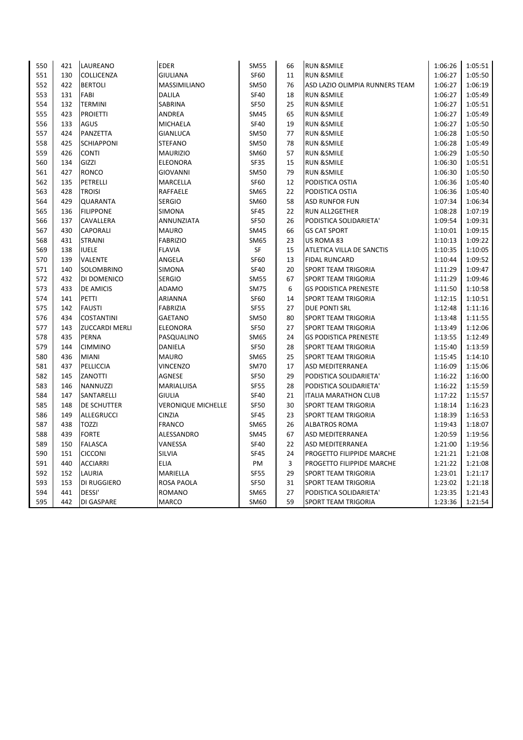| | | | | | | | | |
|---|---|---|---|---|---|---|---|---|
| 550 | 421 | LAUREANO | EDER | SM55 | 66 | RUN &SMILE | 1:06:26 | 1:05:51 |
| 551 | 130 | COLLICENZA | GIULIANA | SF60 | 11 | RUN &SMILE | 1:06:27 | 1:05:50 |
| 552 | 422 | BERTOLI | MASSIMILIANO | SM50 | 76 | ASD LAZIO OLIMPIA RUNNERS TEAM | 1:06:27 | 1:06:19 |
| 553 | 131 | FABI | DALILA | SF40 | 18 | RUN &SMILE | 1:06:27 | 1:05:49 |
| 554 | 132 | TERMINI | SABRINA | SF50 | 25 | RUN &SMILE | 1:06:27 | 1:05:51 |
| 555 | 423 | PROIETTI | ANDREA | SM45 | 65 | RUN &SMILE | 1:06:27 | 1:05:49 |
| 556 | 133 | AGUS | MICHAELA | SF40 | 19 | RUN &SMILE | 1:06:27 | 1:05:50 |
| 557 | 424 | PANZETTA | GIANLUCA | SM50 | 77 | RUN &SMILE | 1:06:28 | 1:05:50 |
| 558 | 425 | SCHIAPPONI | STEFANO | SM50 | 78 | RUN &SMILE | 1:06:28 | 1:05:49 |
| 559 | 426 | CONTI | MAURIZIO | SM60 | 57 | RUN &SMILE | 1:06:29 | 1:05:50 |
| 560 | 134 | GIZZI | ELEONORA | SF35 | 15 | RUN &SMILE | 1:06:30 | 1:05:51 |
| 561 | 427 | RONCO | GIOVANNI | SM50 | 79 | RUN &SMILE | 1:06:30 | 1:05:50 |
| 562 | 135 | PETRELLI | MARCELLA | SF60 | 12 | PODISTICA OSTIA | 1:06:36 | 1:05:40 |
| 563 | 428 | TROISI | RAFFAELE | SM65 | 22 | PODISTICA OSTIA | 1:06:36 | 1:05:40 |
| 564 | 429 | QUARANTA | SERGIO | SM60 | 58 | ASD RUNFOR FUN | 1:07:34 | 1:06:34 |
| 565 | 136 | FILIPPONE | SIMONA | SF45 | 22 | RUN ALL2GETHER | 1:08:28 | 1:07:19 |
| 566 | 137 | CAVALLERA | ANNUNZIATA | SF50 | 26 | PODISTICA SOLIDARIETA' | 1:09:54 | 1:09:31 |
| 567 | 430 | CAPORALI | MAURO | SM45 | 66 | GS CAT SPORT | 1:10:01 | 1:09:15 |
| 568 | 431 | STRAINI | FABRIZIO | SM65 | 23 | US ROMA 83 | 1:10:13 | 1:09:22 |
| 569 | 138 | IUELE | FLAVIA | SF | 15 | ATLETICA VILLA DE SANCTIS | 1:10:35 | 1:10:05 |
| 570 | 139 | VALENTE | ANGELA | SF60 | 13 | FIDAL RUNCARD | 1:10:44 | 1:09:52 |
| 571 | 140 | SOLOMBRINO | SIMONA | SF40 | 20 | SPORT TEAM TRIGORIA | 1:11:29 | 1:09:47 |
| 572 | 432 | DI DOMENICO | SERGIO | SM55 | 67 | SPORT TEAM TRIGORIA | 1:11:29 | 1:09:46 |
| 573 | 433 | DE AMICIS | ADAMO | SM75 | 6 | GS PODISTICA PRENESTE | 1:11:50 | 1:10:58 |
| 574 | 141 | PETTI | ARIANNA | SF60 | 14 | SPORT TEAM TRIGORIA | 1:12:15 | 1:10:51 |
| 575 | 142 | FAUSTI | FABRIZIA | SF55 | 27 | DUE PONTI SRL | 1:12:48 | 1:11:16 |
| 576 | 434 | COSTANTINI | GAETANO | SM50 | 80 | SPORT TEAM TRIGORIA | 1:13:48 | 1:11:55 |
| 577 | 143 | ZUCCARDI MERLI | ELEONORA | SF50 | 27 | SPORT TEAM TRIGORIA | 1:13:49 | 1:12:06 |
| 578 | 435 | PERNA | PASQUALINO | SM65 | 24 | GS PODISTICA PRENESTE | 1:13:55 | 1:12:49 |
| 579 | 144 | CIMMINO | DANIELA | SF50 | 28 | SPORT TEAM TRIGORIA | 1:15:40 | 1:13:59 |
| 580 | 436 | MIANI | MAURO | SM65 | 25 | SPORT TEAM TRIGORIA | 1:15:45 | 1:14:10 |
| 581 | 437 | PELLICCIA | VINCENZO | SM70 | 17 | ASD MEDITERRANEA | 1:16:09 | 1:15:06 |
| 582 | 145 | ZANOTTI | AGNESE | SF50 | 29 | PODISTICA SOLIDARIETA' | 1:16:22 | 1:16:00 |
| 583 | 146 | NANNUZZI | MARIALUISA | SF55 | 28 | PODISTICA SOLIDARIETA' | 1:16:22 | 1:15:59 |
| 584 | 147 | SANTARELLI | GIULIA | SF40 | 21 | ITALIA MARATHON CLUB | 1:17:22 | 1:15:57 |
| 585 | 148 | DE SCHUTTER | VERONIQUE MICHELLE | SF50 | 30 | SPORT TEAM TRIGORIA | 1:18:14 | 1:16:23 |
| 586 | 149 | ALLEGRUCCI | CINZIA | SF45 | 23 | SPORT TEAM TRIGORIA | 1:18:39 | 1:16:53 |
| 587 | 438 | TOZZI | FRANCO | SM65 | 26 | ALBATROS ROMA | 1:19:43 | 1:18:07 |
| 588 | 439 | FORTE | ALESSANDRO | SM45 | 67 | ASD MEDITERRANEA | 1:20:59 | 1:19:56 |
| 589 | 150 | FALASCA | VANESSA | SF40 | 22 | ASD MEDITERRANEA | 1:21:00 | 1:19:56 |
| 590 | 151 | CICCONI | SILVIA | SF45 | 24 | PROGETTO FILIPPIDE MARCHE | 1:21:21 | 1:21:08 |
| 591 | 440 | ACCIARRI | ELIA | PM | 3 | PROGETTO FILIPPIDE MARCHE | 1:21:22 | 1:21:08 |
| 592 | 152 | LAURIA | MARIELLA | SF55 | 29 | SPORT TEAM TRIGORIA | 1:23:01 | 1:21:17 |
| 593 | 153 | DI RUGGIERO | ROSA PAOLA | SF50 | 31 | SPORT TEAM TRIGORIA | 1:23:02 | 1:21:18 |
| 594 | 441 | DESSI' | ROMANO | SM65 | 27 | PODISTICA SOLIDARIETA' | 1:23:35 | 1:21:43 |
| 595 | 442 | DI GASPARE | MARCO | SM60 | 59 | SPORT TEAM TRIGORIA | 1:23:36 | 1:21:54 |